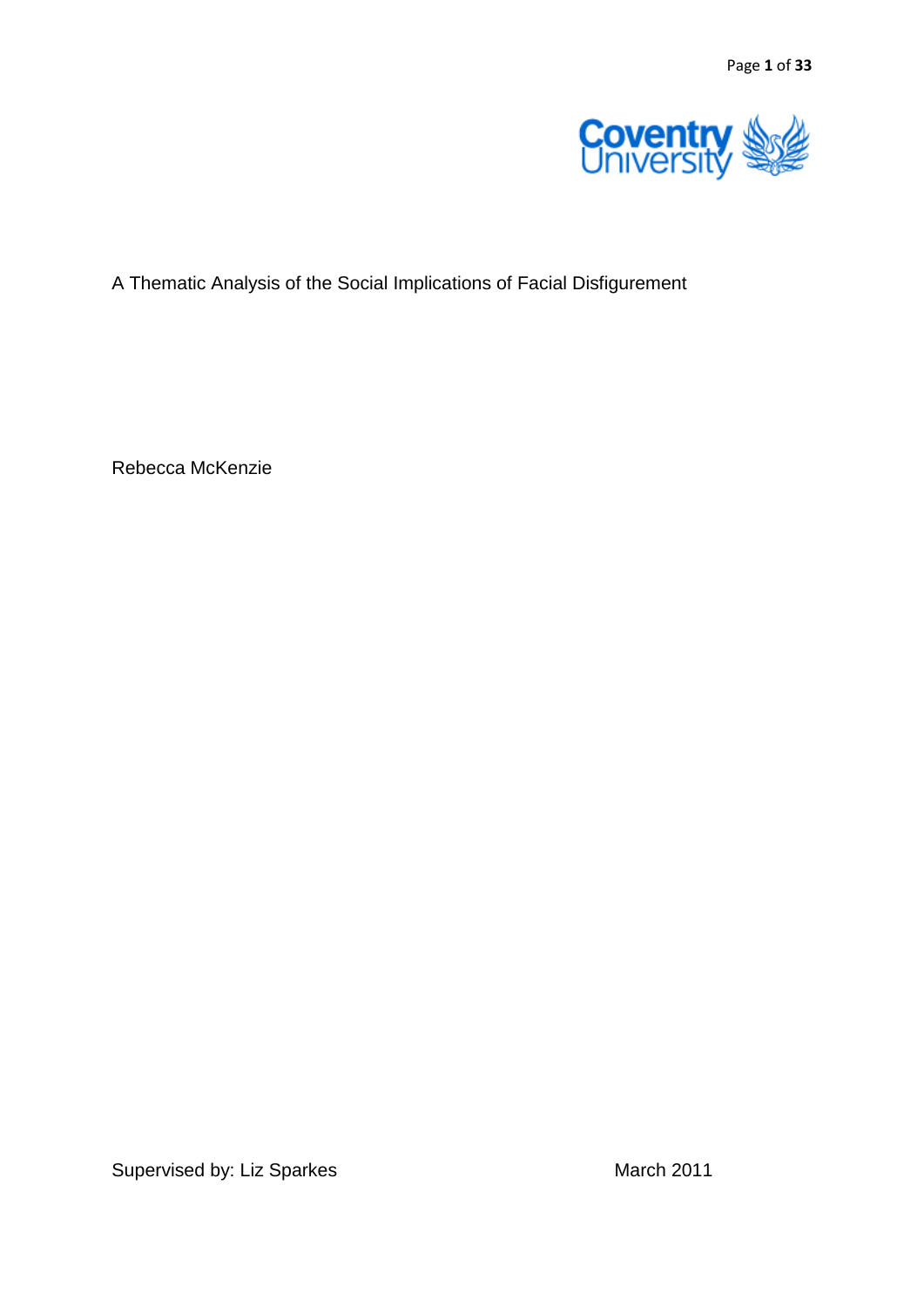A Thematic Analysis of the Social Implications of Facial Disfigurement

Rebecca McKenzie

Supervised by: Liz Sparkes

March 2011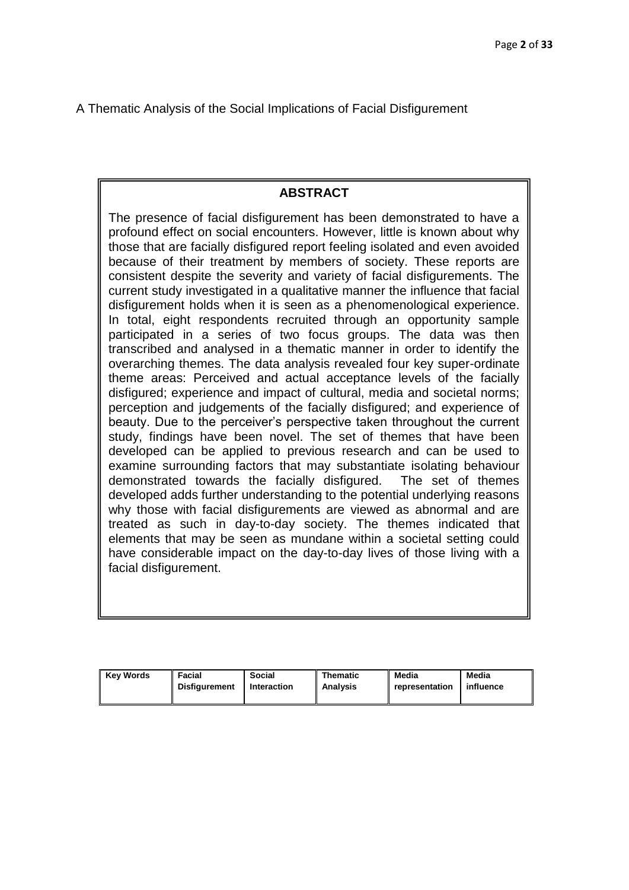A Thematic Analysis of the Social Implications of Facial Disfigurement

## ABSTRACT

The presence of facial disfigurement has been demonstrated to have a profound effect on social encounters. However, little is known about why those that are facially disfigured report feeling isolated and even avoided because of their treatment by members of society. These reports are consistent despite the severity and variety of facial disfigurements. The current study investigated in a qualitative manner the influence that facial disfigurement holds when it is seen as a phenomenological experience. In total, eight respondents recruited through an opportunity sample participated in a series of two focus groups. The data was then transcribed and analysed in a thematic manner in order to identify the overarching themes. The data analysis revealed four key super-ordinate theme areas: Perceived and actual acceptance levels of the facially disfigured; experience and impact of cultural, media and societal norms; perception and judgements of the facially disfigured; and experience of beauty. Due to the perceiver's perspective taken throughout the current study, findings have been novel. The set of themes that have been developed can be applied to previous research and can be used to examine surrounding factors that may substantiate isolating behaviour demonstrated towards the facially disfigured. The set of themes developed adds further understanding to the potential underlying reasons why those with facial disfigurements are viewed as abnormal and are treated as such in day-to-day society. The themes indicated that elements that may be seen as mundane within a societal setting could have considerable impact on the day-to-day lives of those living with a facial disfigurement.

| **Key Words** | **Facial Disfigurement** | **Social Interaction** | **Thematic Analysis** | **Media representation** | **Media influence** |
| --- | --- | --- | --- | --- | --- |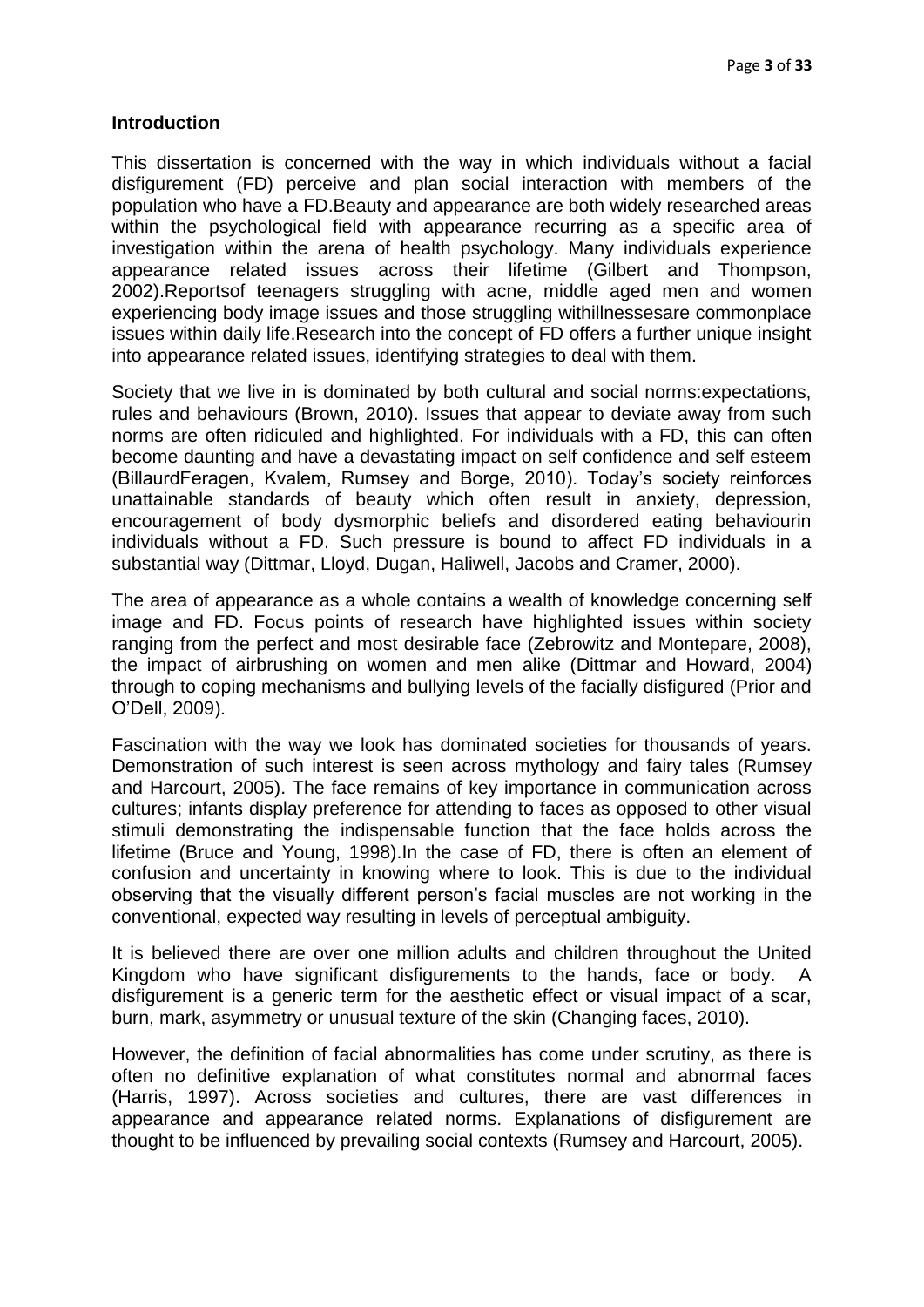## Introduction

This dissertation is concerned with the way in which individuals without a facial disfigurement (FD) perceive and plan social interaction with members of the population who have a FD.Beauty and appearance are both widely researched areas within the psychological field with appearance recurring as a specific area of investigation within the arena of health psychology. Many individuals experience appearance related issues across their lifetime (Gilbert and Thompson, 2002).Reportsof teenagers struggling with acne, middle aged men and women experiencing body image issues and those struggling withillnessesare commonplace issues within daily life.Research into the concept of FD offers a further unique insight into appearance related issues, identifying strategies to deal with them.

Society that we live in is dominated by both cultural and social norms:expectations, rules and behaviours (Brown, 2010). Issues that appear to deviate away from such norms are often ridiculed and highlighted. For individuals with a FD, this can often become daunting and have a devastating impact on self confidence and self esteem (BillaurdFeragen, Kvalem, Rumsey and Borge, 2010). Today's society reinforces unattainable standards of beauty which often result in anxiety, depression, encouragement of body dysmorphic beliefs and disordered eating behaviourin individuals without a FD. Such pressure is bound to affect FD individuals in a substantial way (Dittmar, Lloyd, Dugan, Haliwell, Jacobs and Cramer, 2000).

The area of appearance as a whole contains a wealth of knowledge concerning self image and FD. Focus points of research have highlighted issues within society ranging from the perfect and most desirable face (Zebrowitz and Montepare, 2008), the impact of airbrushing on women and men alike (Dittmar and Howard, 2004) through to coping mechanisms and bullying levels of the facially disfigured (Prior and O'Dell, 2009).

Fascination with the way we look has dominated societies for thousands of years. Demonstration of such interest is seen across mythology and fairy tales (Rumsey and Harcourt, 2005). The face remains of key importance in communication across cultures; infants display preference for attending to faces as opposed to other visual stimuli demonstrating the indispensable function that the face holds across the lifetime (Bruce and Young, 1998).In the case of FD, there is often an element of confusion and uncertainty in knowing where to look. This is due to the individual observing that the visually different person's facial muscles are not working in the conventional, expected way resulting in levels of perceptual ambiguity.

It is believed there are over one million adults and children throughout the United Kingdom who have significant disfigurements to the hands, face or body. A disfigurement is a generic term for the aesthetic effect or visual impact of a scar, burn, mark, asymmetry or unusual texture of the skin (Changing faces, 2010).

However, the definition of facial abnormalities has come under scrutiny, as there is often no definitive explanation of what constitutes normal and abnormal faces (Harris, 1997). Across societies and cultures, there are vast differences in appearance and appearance related norms. Explanations of disfigurement are thought to be influenced by prevailing social contexts (Rumsey and Harcourt, 2005).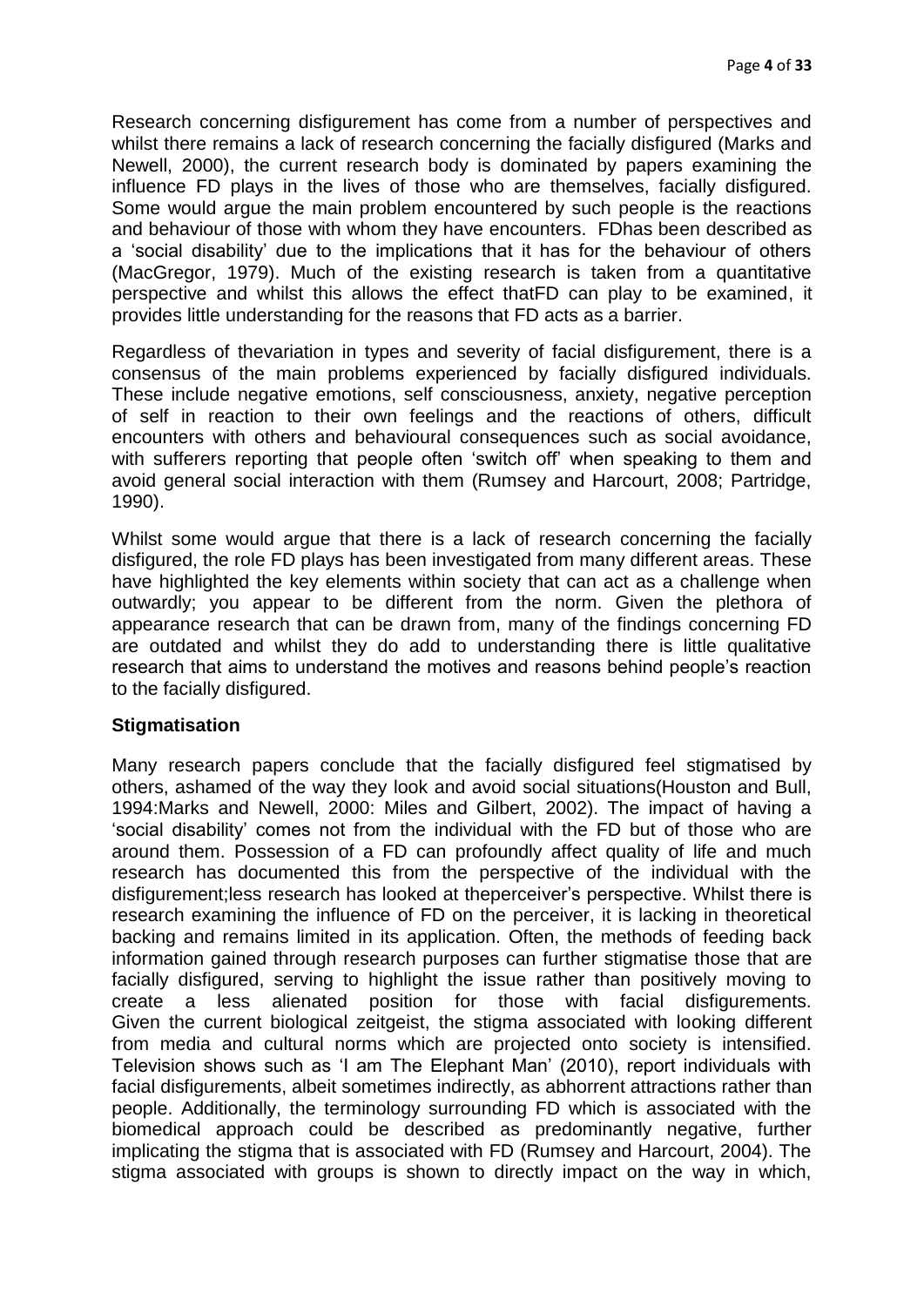Research concerning disfigurement has come from a number of perspectives and whilst there remains a lack of research concerning the facially disfigured (Marks and Newell, 2000), the current research body is dominated by papers examining the influence FD plays in the lives of those who are themselves, facially disfigured. Some would argue the main problem encountered by such people is the reactions and behaviour of those with whom they have encounters. FDhas been described as a 'social disability' due to the implications that it has for the behaviour of others (MacGregor, 1979). Much of the existing research is taken from a quantitative perspective and whilst this allows the effect thatFD can play to be examined, it provides little understanding for the reasons that FD acts as a barrier.

Regardless of thevariation in types and severity of facial disfigurement, there is a consensus of the main problems experienced by facially disfigured individuals. These include negative emotions, self consciousness, anxiety, negative perception of self in reaction to their own feelings and the reactions of others, difficult encounters with others and behavioural consequences such as social avoidance, with sufferers reporting that people often 'switch off' when speaking to them and avoid general social interaction with them (Rumsey and Harcourt, 2008; Partridge, 1990).

Whilst some would argue that there is a lack of research concerning the facially disfigured, the role FD plays has been investigated from many different areas. These have highlighted the key elements within society that can act as a challenge when outwardly; you appear to be different from the norm. Given the plethora of appearance research that can be drawn from, many of the findings concerning FD are outdated and whilst they do add to understanding there is little qualitative research that aims to understand the motives and reasons behind people's reaction to the facially disfigured.

**Stigmatisation**

Many research papers conclude that the facially disfigured feel stigmatised by others, ashamed of the way they look and avoid social situations(Houston and Bull, 1994:Marks and Newell, 2000: Miles and Gilbert, 2002). The impact of having a 'social disability' comes not from the individual with the FD but of those who are around them. Possession of a FD can profoundly affect quality of life and much research has documented this from the perspective of the individual with the disfigurement;less research has looked at theperceiver's perspective. Whilst there is research examining the influence of FD on the perceiver, it is lacking in theoretical backing and remains limited in its application. Often, the methods of feeding back information gained through research purposes can further stigmatise those that are facially disfigured, serving to highlight the issue rather than positively moving to create a less alienated position for those with facial disfigurements. Given the current biological zeitgeist, the stigma associated with looking different from media and cultural norms which are projected onto society is intensified. Television shows such as 'I am The Elephant Man' (2010), report individuals with facial disfigurements, albeit sometimes indirectly, as abhorrent attractions rather than people. Additionally, the terminology surrounding FD which is associated with the biomedical approach could be described as predominantly negative, further implicating the stigma that is associated with FD (Rumsey and Harcourt, 2004). The stigma associated with groups is shown to directly impact on the way in which,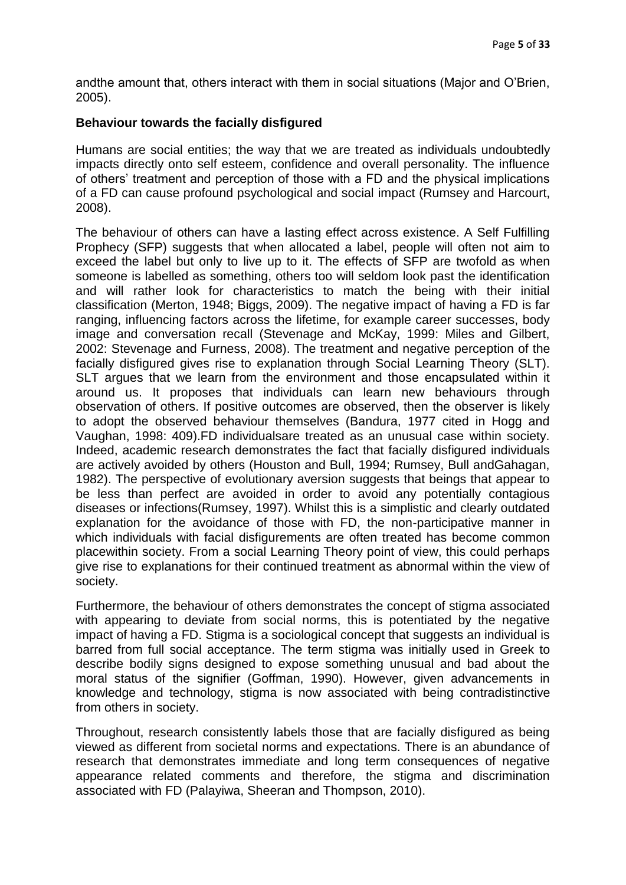andthe amount that, others interact with them in social situations (Major and O'Brien, 2005).

**Behaviour towards the facially disfigured**

Humans are social entities; the way that we are treated as individuals undoubtedly impacts directly onto self esteem, confidence and overall personality. The influence of others' treatment and perception of those with a FD and the physical implications of a FD can cause profound psychological and social impact (Rumsey and Harcourt, 2008).

The behaviour of others can have a lasting effect across existence. A Self Fulfilling Prophecy (SFP) suggests that when allocated a label, people will often not aim to exceed the label but only to live up to it. The effects of SFP are twofold as when someone is labelled as something, others too will seldom look past the identification and will rather look for characteristics to match the being with their initial classification (Merton, 1948; Biggs, 2009). The negative impact of having a FD is far ranging, influencing factors across the lifetime, for example career successes, body image and conversation recall (Stevenage and McKay, 1999: Miles and Gilbert, 2002: Stevenage and Furness, 2008). The treatment and negative perception of the facially disfigured gives rise to explanation through Social Learning Theory (SLT). SLT argues that we learn from the environment and those encapsulated within it around us. It proposes that individuals can learn new behaviours through observation of others. If positive outcomes are observed, then the observer is likely to adopt the observed behaviour themselves (Bandura, 1977 cited in Hogg and Vaughan, 1998: 409).FD individualsare treated as an unusual case within society. Indeed, academic research demonstrates the fact that facially disfigured individuals are actively avoided by others (Houston and Bull, 1994; Rumsey, Bull andGahagan, 1982). The perspective of evolutionary aversion suggests that beings that appear to be less than perfect are avoided in order to avoid any potentially contagious diseases or infections(Rumsey, 1997). Whilst this is a simplistic and clearly outdated explanation for the avoidance of those with FD, the non-participative manner in which individuals with facial disfigurements are often treated has become common placewithin society. From a social Learning Theory point of view, this could perhaps give rise to explanations for their continued treatment as abnormal within the view of society.

Furthermore, the behaviour of others demonstrates the concept of stigma associated with appearing to deviate from social norms, this is potentiated by the negative impact of having a FD. Stigma is a sociological concept that suggests an individual is barred from full social acceptance. The term stigma was initially used in Greek to describe bodily signs designed to expose something unusual and bad about the moral status of the signifier (Goffman, 1990). However, given advancements in knowledge and technology, stigma is now associated with being contradistinctive from others in society.

Throughout, research consistently labels those that are facially disfigured as being viewed as different from societal norms and expectations. There is an abundance of research that demonstrates immediate and long term consequences of negative appearance related comments and therefore, the stigma and discrimination associated with FD (Palayiwa, Sheeran and Thompson, 2010).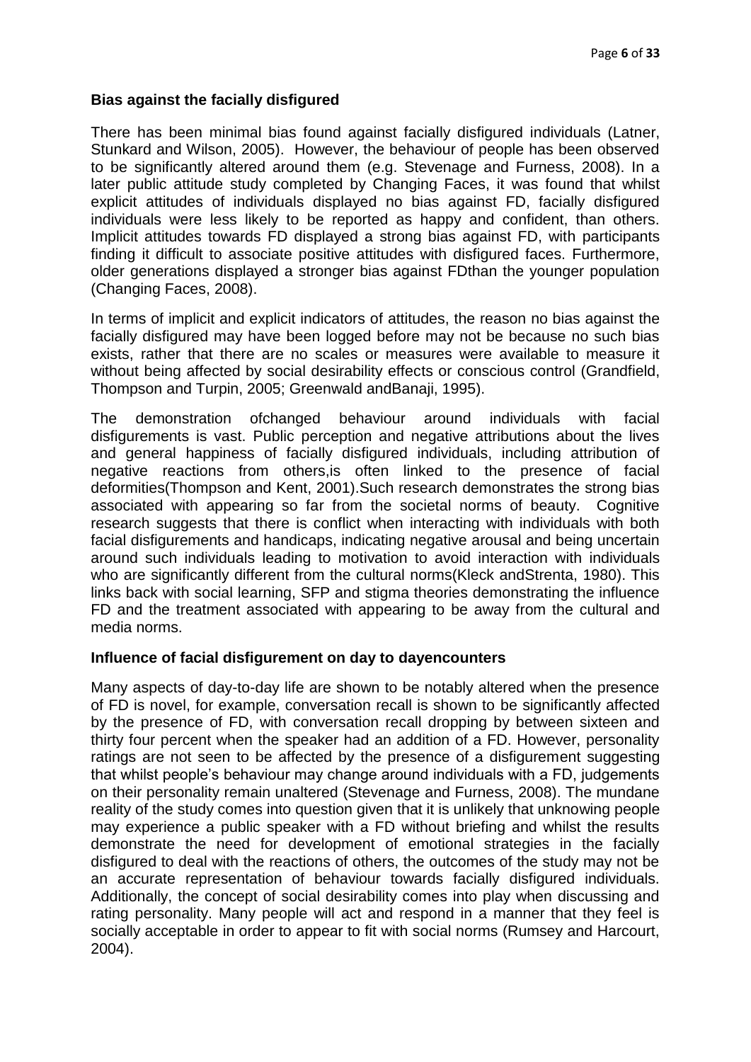**Bias against the facially disfigured**

There has been minimal bias found against facially disfigured individuals (Latner, Stunkard and Wilson, 2005). However, the behaviour of people has been observed to be significantly altered around them (e.g. Stevenage and Furness, 2008). In a later public attitude study completed by Changing Faces, it was found that whilst explicit attitudes of individuals displayed no bias against FD, facially disfigured individuals were less likely to be reported as happy and confident, than others. Implicit attitudes towards FD displayed a strong bias against FD, with participants finding it difficult to associate positive attitudes with disfigured faces. Furthermore, older generations displayed a stronger bias against FDthan the younger population (Changing Faces, 2008).

In terms of implicit and explicit indicators of attitudes, the reason no bias against the facially disfigured may have been logged before may not be because no such bias exists, rather that there are no scales or measures were available to measure it without being affected by social desirability effects or conscious control (Grandfield, Thompson and Turpin, 2005; Greenwald andBanaji, 1995).

The demonstration ofchanged behaviour around individuals with facial disfigurements is vast. Public perception and negative attributions about the lives and general happiness of facially disfigured individuals, including attribution of negative reactions from others,is often linked to the presence of facial deformities(Thompson and Kent, 2001).Such research demonstrates the strong bias associated with appearing so far from the societal norms of beauty. Cognitive research suggests that there is conflict when interacting with individuals with both facial disfigurements and handicaps, indicating negative arousal and being uncertain around such individuals leading to motivation to avoid interaction with individuals who are significantly different from the cultural norms(Kleck andStrenta, 1980). This links back with social learning, SFP and stigma theories demonstrating the influence FD and the treatment associated with appearing to be away from the cultural and media norms.

**Influence of facial disfigurement on day to dayencounters**

Many aspects of day-to-day life are shown to be notably altered when the presence of FD is novel, for example, conversation recall is shown to be significantly affected by the presence of FD, with conversation recall dropping by between sixteen and thirty four percent when the speaker had an addition of a FD. However, personality ratings are not seen to be affected by the presence of a disfigurement suggesting that whilst people's behaviour may change around individuals with a FD, judgements on their personality remain unaltered (Stevenage and Furness, 2008). The mundane reality of the study comes into question given that it is unlikely that unknowing people may experience a public speaker with a FD without briefing and whilst the results demonstrate the need for development of emotional strategies in the facially disfigured to deal with the reactions of others, the outcomes of the study may not be an accurate representation of behaviour towards facially disfigured individuals. Additionally, the concept of social desirability comes into play when discussing and rating personality. Many people will act and respond in a manner that they feel is socially acceptable in order to appear to fit with social norms (Rumsey and Harcourt, 2004).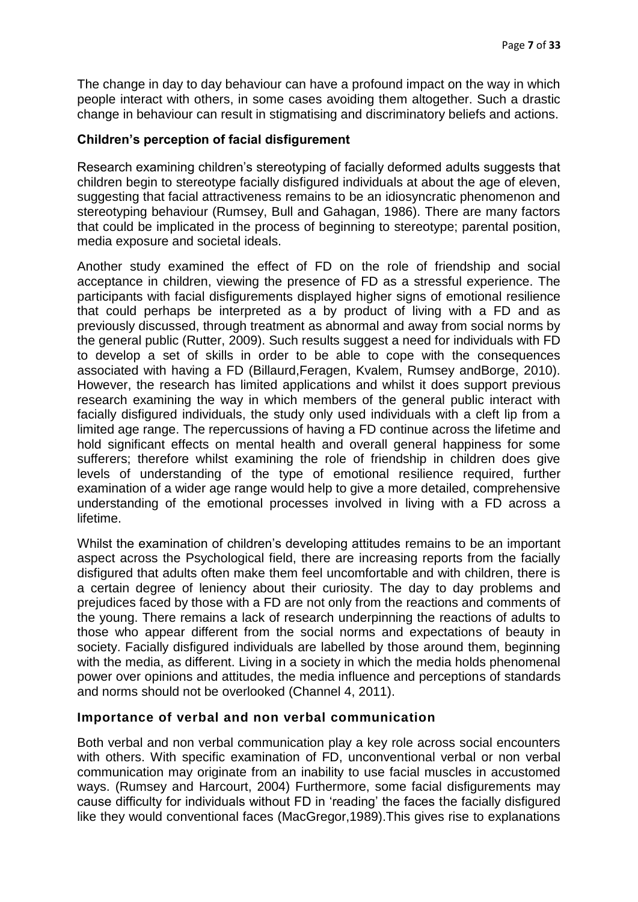The change in day to day behaviour can have a profound impact on the way in which people interact with others, in some cases avoiding them altogether. Such a drastic change in behaviour can result in stigmatising and discriminatory beliefs and actions.

### Children's perception of facial disfigurement

Research examining children's stereotyping of facially deformed adults suggests that children begin to stereotype facially disfigured individuals at about the age of eleven, suggesting that facial attractiveness remains to be an idiosyncratic phenomenon and stereotyping behaviour (Rumsey, Bull and Gahagan, 1986). There are many factors that could be implicated in the process of beginning to stereotype; parental position, media exposure and societal ideals.

Another study examined the effect of FD on the role of friendship and social acceptance in children, viewing the presence of FD as a stressful experience. The participants with facial disfigurements displayed higher signs of emotional resilience that could perhaps be interpreted as a by product of living with a FD and as previously discussed, through treatment as abnormal and away from social norms by the general public (Rutter, 2009). Such results suggest a need for individuals with FD to develop a set of skills in order to be able to cope with the consequences associated with having a FD (Billaurd,Feragen, Kvalem, Rumsey andBorge, 2010). However, the research has limited applications and whilst it does support previous research examining the way in which members of the general public interact with facially disfigured individuals, the study only used individuals with a cleft lip from a limited age range. The repercussions of having a FD continue across the lifetime and hold significant effects on mental health and overall general happiness for some sufferers; therefore whilst examining the role of friendship in children does give levels of understanding of the type of emotional resilience required, further examination of a wider age range would help to give a more detailed, comprehensive understanding of the emotional processes involved in living with a FD across a lifetime.

Whilst the examination of children's developing attitudes remains to be an important aspect across the Psychological field, there are increasing reports from the facially disfigured that adults often make them feel uncomfortable and with children, there is a certain degree of leniency about their curiosity. The day to day problems and prejudices faced by those with a FD are not only from the reactions and comments of the young. There remains a lack of research underpinning the reactions of adults to those who appear different from the social norms and expectations of beauty in society. Facially disfigured individuals are labelled by those around them, beginning with the media, as different. Living in a society in which the media holds phenomenal power over opinions and attitudes, the media influence and perceptions of standards and norms should not be overlooked (Channel 4, 2011).

### Importance of verbal and non verbal communication

Both verbal and non verbal communication play a key role across social encounters with others. With specific examination of FD, unconventional verbal or non verbal communication may originate from an inability to use facial muscles in accustomed ways. (Rumsey and Harcourt, 2004) Furthermore, some facial disfigurements may cause difficulty for individuals without FD in 'reading' the faces the facially disfigured like they would conventional faces (MacGregor,1989).This gives rise to explanations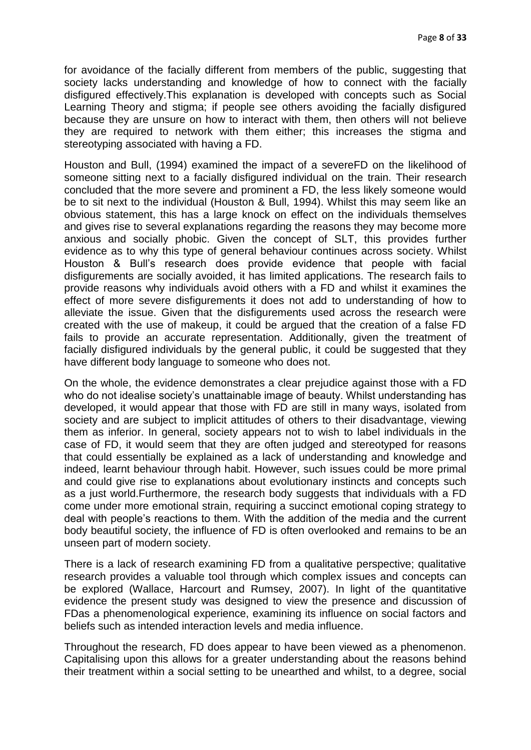for avoidance of the facially different from members of the public, suggesting that society lacks understanding and knowledge of how to connect with the facially disfigured effectively.This explanation is developed with concepts such as Social Learning Theory and stigma; if people see others avoiding the facially disfigured because they are unsure on how to interact with them, then others will not believe they are required to network with them either; this increases the stigma and stereotyping associated with having a FD.

Houston and Bull, (1994) examined the impact of a severeFD on the likelihood of someone sitting next to a facially disfigured individual on the train. Their research concluded that the more severe and prominent a FD, the less likely someone would be to sit next to the individual (Houston & Bull, 1994). Whilst this may seem like an obvious statement, this has a large knock on effect on the individuals themselves and gives rise to several explanations regarding the reasons they may become more anxious and socially phobic. Given the concept of SLT, this provides further evidence as to why this type of general behaviour continues across society. Whilst Houston & Bull's research does provide evidence that people with facial disfigurements are socially avoided, it has limited applications. The research fails to provide reasons why individuals avoid others with a FD and whilst it examines the effect of more severe disfigurements it does not add to understanding of how to alleviate the issue. Given that the disfigurements used across the research were created with the use of makeup, it could be argued that the creation of a false FD fails to provide an accurate representation. Additionally, given the treatment of facially disfigured individuals by the general public, it could be suggested that they have different body language to someone who does not.

On the whole, the evidence demonstrates a clear prejudice against those with a FD who do not idealise society's unattainable image of beauty. Whilst understanding has developed, it would appear that those with FD are still in many ways, isolated from society and are subject to implicit attitudes of others to their disadvantage, viewing them as inferior. In general, society appears not to wish to label individuals in the case of FD, it would seem that they are often judged and stereotyped for reasons that could essentially be explained as a lack of understanding and knowledge and indeed, learnt behaviour through habit. However, such issues could be more primal and could give rise to explanations about evolutionary instincts and concepts such as a just world.Furthermore, the research body suggests that individuals with a FD come under more emotional strain, requiring a succinct emotional coping strategy to deal with people's reactions to them. With the addition of the media and the current body beautiful society, the influence of FD is often overlooked and remains to be an unseen part of modern society.

There is a lack of research examining FD from a qualitative perspective; qualitative research provides a valuable tool through which complex issues and concepts can be explored (Wallace, Harcourt and Rumsey, 2007). In light of the quantitative evidence the present study was designed to view the presence and discussion of FDas a phenomenological experience, examining its influence on social factors and beliefs such as intended interaction levels and media influence.

Throughout the research, FD does appear to have been viewed as a phenomenon. Capitalising upon this allows for a greater understanding about the reasons behind their treatment within a social setting to be unearthed and whilst, to a degree, social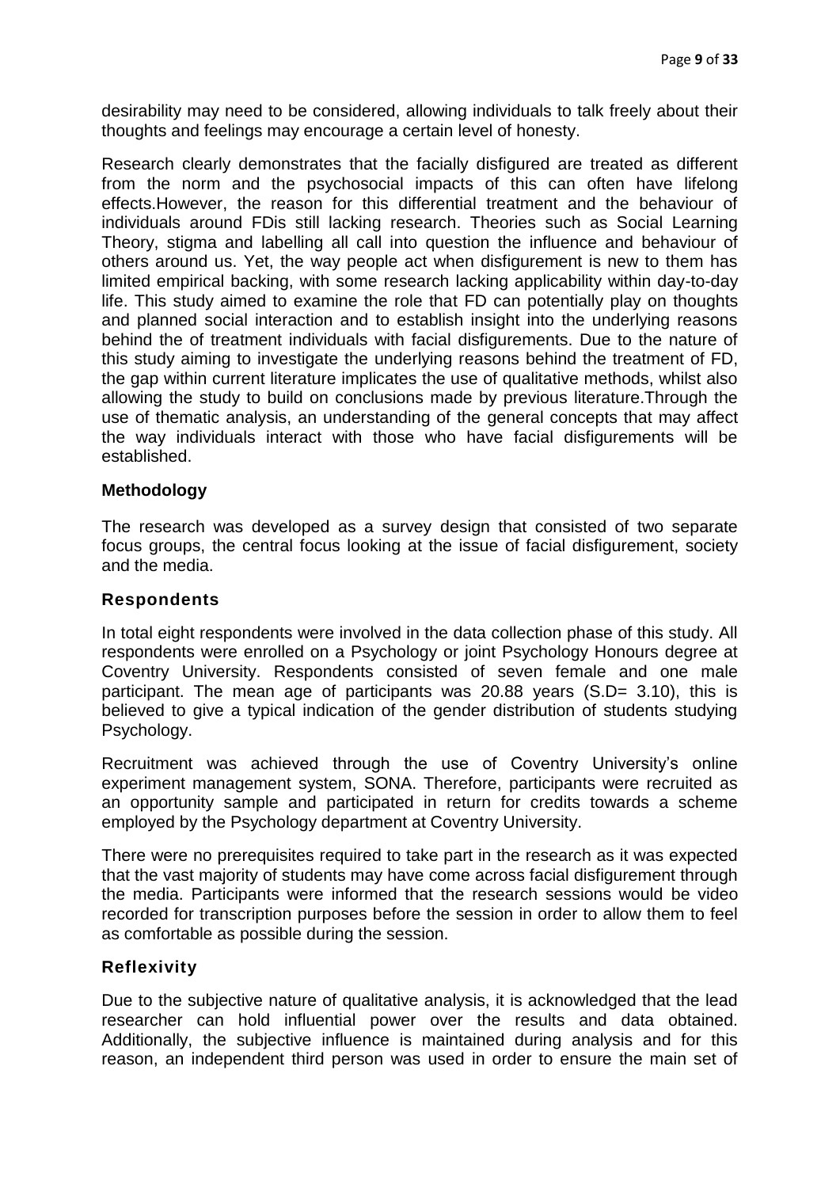desirability may need to be considered, allowing individuals to talk freely about their thoughts and feelings may encourage a certain level of honesty.

Research clearly demonstrates that the facially disfigured are treated as different from the norm and the psychosocial impacts of this can often have lifelong effects.However, the reason for this differential treatment and the behaviour of individuals around FDis still lacking research. Theories such as Social Learning Theory, stigma and labelling all call into question the influence and behaviour of others around us. Yet, the way people act when disfigurement is new to them has limited empirical backing, with some research lacking applicability within day-to-day life. This study aimed to examine the role that FD can potentially play on thoughts and planned social interaction and to establish insight into the underlying reasons behind the of treatment individuals with facial disfigurements. Due to the nature of this study aiming to investigate the underlying reasons behind the treatment of FD, the gap within current literature implicates the use of qualitative methods, whilst also allowing the study to build on conclusions made by previous literature.Through the use of thematic analysis, an understanding of the general concepts that may affect the way individuals interact with those who have facial disfigurements will be established.

## Methodology

The research was developed as a survey design that consisted of two separate focus groups, the central focus looking at the issue of facial disfigurement, society and the media.

### Respondents

In total eight respondents were involved in the data collection phase of this study. All respondents were enrolled on a Psychology or joint Psychology Honours degree at Coventry University. Respondents consisted of seven female and one male participant. The mean age of participants was 20.88 years (S.D= 3.10), this is believed to give a typical indication of the gender distribution of students studying Psychology.

Recruitment was achieved through the use of Coventry University's online experiment management system, SONA. Therefore, participants were recruited as an opportunity sample and participated in return for credits towards a scheme employed by the Psychology department at Coventry University.

There were no prerequisites required to take part in the research as it was expected that the vast majority of students may have come across facial disfigurement through the media. Participants were informed that the research sessions would be video recorded for transcription purposes before the session in order to allow them to feel as comfortable as possible during the session.

### Reflexivity

Due to the subjective nature of qualitative analysis, it is acknowledged that the lead researcher can hold influential power over the results and data obtained. Additionally, the subjective influence is maintained during analysis and for this reason, an independent third person was used in order to ensure the main set of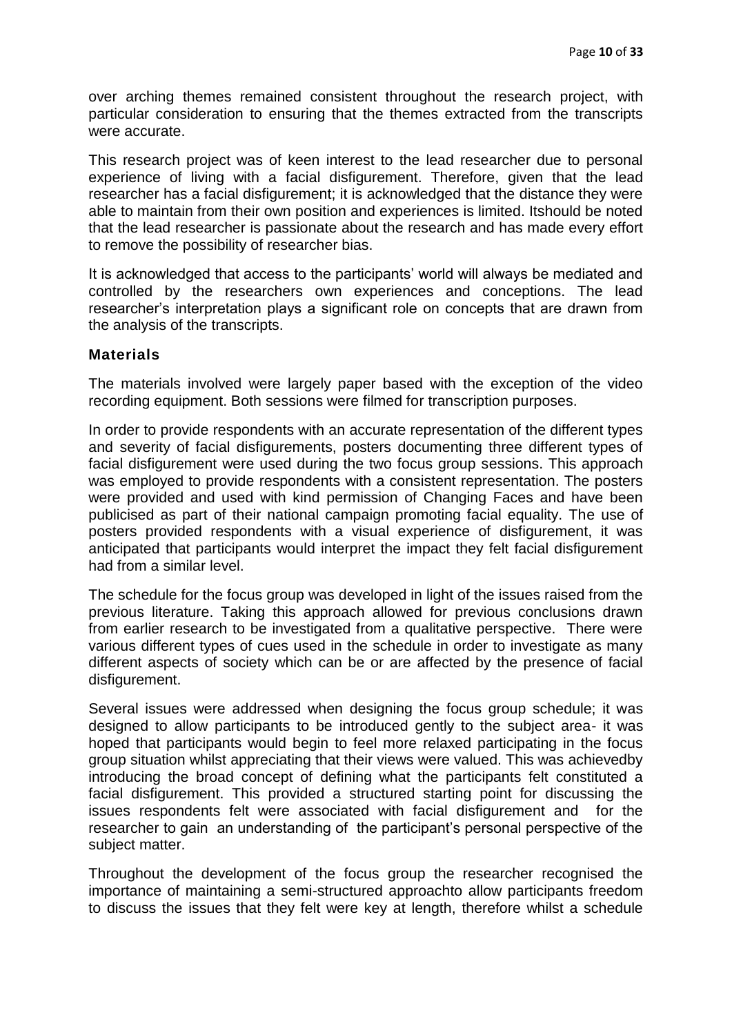over arching themes remained consistent throughout the research project, with particular consideration to ensuring that the themes extracted from the transcripts were accurate.

This research project was of keen interest to the lead researcher due to personal experience of living with a facial disfigurement. Therefore, given that the lead researcher has a facial disfigurement; it is acknowledged that the distance they were able to maintain from their own position and experiences is limited. Itshould be noted that the lead researcher is passionate about the research and has made every effort to remove the possibility of researcher bias.

It is acknowledged that access to the participants' world will always be mediated and controlled by the researchers own experiences and conceptions. The lead researcher's interpretation plays a significant role on concepts that are drawn from the analysis of the transcripts.

### Materials

The materials involved were largely paper based with the exception of the video recording equipment. Both sessions were filmed for transcription purposes.

In order to provide respondents with an accurate representation of the different types and severity of facial disfigurements, posters documenting three different types of facial disfigurement were used during the two focus group sessions. This approach was employed to provide respondents with a consistent representation. The posters were provided and used with kind permission of Changing Faces and have been publicised as part of their national campaign promoting facial equality. The use of posters provided respondents with a visual experience of disfigurement, it was anticipated that participants would interpret the impact they felt facial disfigurement had from a similar level.

The schedule for the focus group was developed in light of the issues raised from the previous literature. Taking this approach allowed for previous conclusions drawn from earlier research to be investigated from a qualitative perspective. There were various different types of cues used in the schedule in order to investigate as many different aspects of society which can be or are affected by the presence of facial disfigurement.

Several issues were addressed when designing the focus group schedule; it was designed to allow participants to be introduced gently to the subject area- it was hoped that participants would begin to feel more relaxed participating in the focus group situation whilst appreciating that their views were valued. This was achievedby introducing the broad concept of defining what the participants felt constituted a facial disfigurement. This provided a structured starting point for discussing the issues respondents felt were associated with facial disfigurement and for the researcher to gain an understanding of the participant's personal perspective of the subject matter.

Throughout the development of the focus group the researcher recognised the importance of maintaining a semi-structured approachto allow participants freedom to discuss the issues that they felt were key at length, therefore whilst a schedule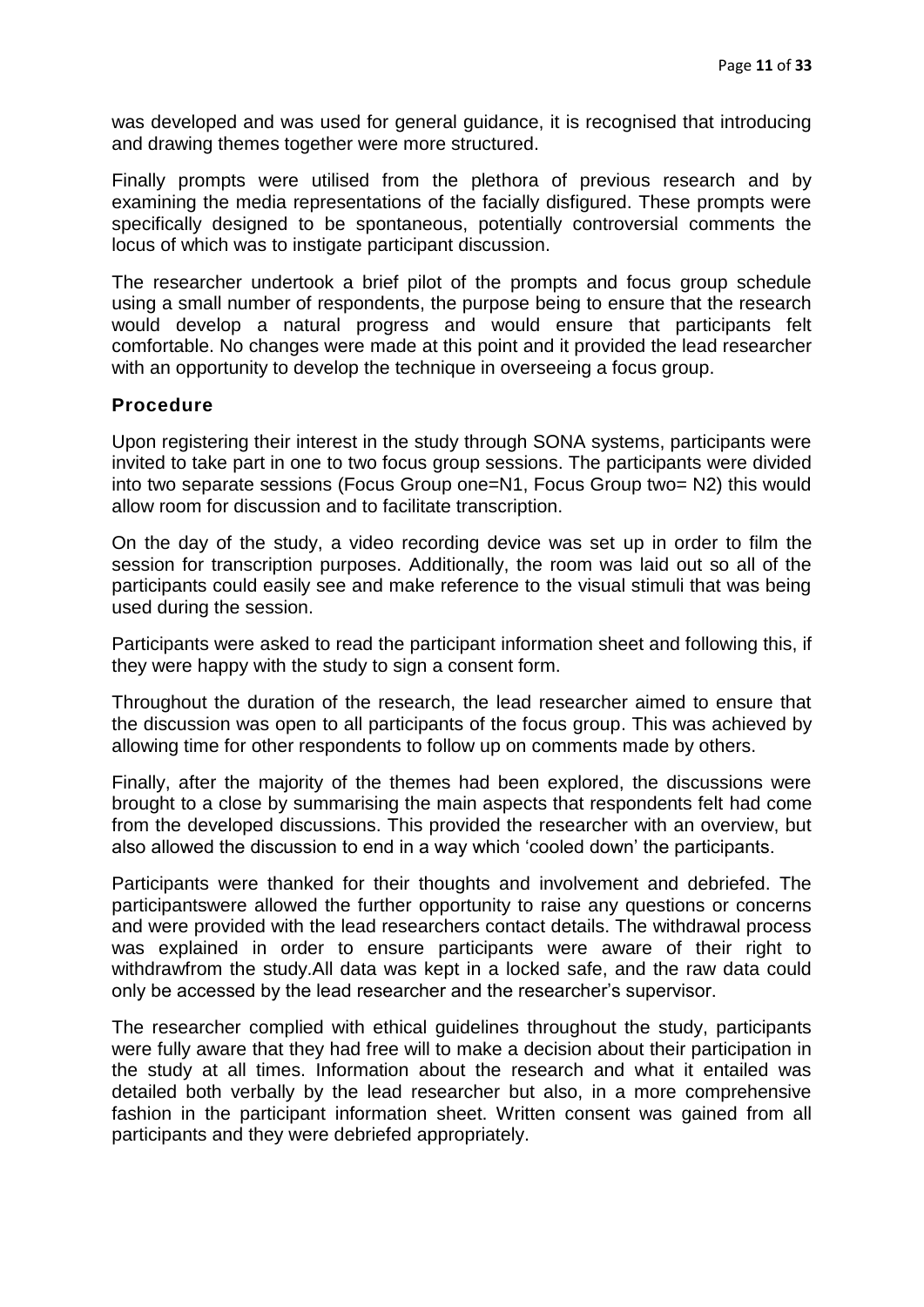was developed and was used for general guidance, it is recognised that introducing and drawing themes together were more structured.

Finally prompts were utilised from the plethora of previous research and by examining the media representations of the facially disfigured. These prompts were specifically designed to be spontaneous, potentially controversial comments the locus of which was to instigate participant discussion.

The researcher undertook a brief pilot of the prompts and focus group schedule using a small number of respondents, the purpose being to ensure that the research would develop a natural progress and would ensure that participants felt comfortable. No changes were made at this point and it provided the lead researcher with an opportunity to develop the technique in overseeing a focus group.

### Procedure

Upon registering their interest in the study through SONA systems, participants were invited to take part in one to two focus group sessions. The participants were divided into two separate sessions (Focus Group one=N1, Focus Group two= N2) this would allow room for discussion and to facilitate transcription.

On the day of the study, a video recording device was set up in order to film the session for transcription purposes. Additionally, the room was laid out so all of the participants could easily see and make reference to the visual stimuli that was being used during the session.

Participants were asked to read the participant information sheet and following this, if they were happy with the study to sign a consent form.

Throughout the duration of the research, the lead researcher aimed to ensure that the discussion was open to all participants of the focus group. This was achieved by allowing time for other respondents to follow up on comments made by others.

Finally, after the majority of the themes had been explored, the discussions were brought to a close by summarising the main aspects that respondents felt had come from the developed discussions. This provided the researcher with an overview, but also allowed the discussion to end in a way which 'cooled down' the participants.

Participants were thanked for their thoughts and involvement and debriefed. The participantswere allowed the further opportunity to raise any questions or concerns and were provided with the lead researchers contact details. The withdrawal process was explained in order to ensure participants were aware of their right to withdrawfrom the study.All data was kept in a locked safe, and the raw data could only be accessed by the lead researcher and the researcher's supervisor.

The researcher complied with ethical guidelines throughout the study, participants were fully aware that they had free will to make a decision about their participation in the study at all times. Information about the research and what it entailed was detailed both verbally by the lead researcher but also, in a more comprehensive fashion in the participant information sheet. Written consent was gained from all participants and they were debriefed appropriately.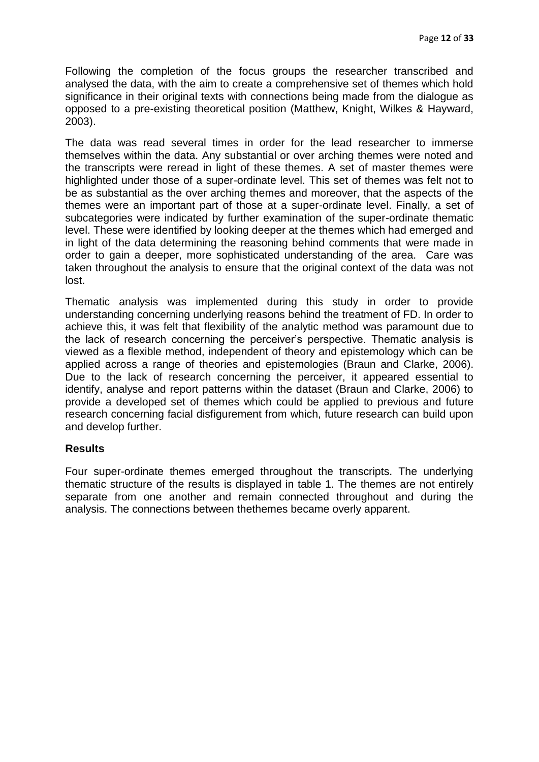Following the completion of the focus groups the researcher transcribed and analysed the data, with the aim to create a comprehensive set of themes which hold significance in their original texts with connections being made from the dialogue as opposed to a pre-existing theoretical position (Matthew, Knight, Wilkes & Hayward, 2003).

The data was read several times in order for the lead researcher to immerse themselves within the data. Any substantial or over arching themes were noted and the transcripts were reread in light of these themes. A set of master themes were highlighted under those of a super-ordinate level. This set of themes was felt not to be as substantial as the over arching themes and moreover, that the aspects of the themes were an important part of those at a super-ordinate level. Finally, a set of subcategories were indicated by further examination of the super-ordinate thematic level. These were identified by looking deeper at the themes which had emerged and in light of the data determining the reasoning behind comments that were made in order to gain a deeper, more sophisticated understanding of the area. Care was taken throughout the analysis to ensure that the original context of the data was not lost.

Thematic analysis was implemented during this study in order to provide understanding concerning underlying reasons behind the treatment of FD. In order to achieve this, it was felt that flexibility of the analytic method was paramount due to the lack of research concerning the perceiver's perspective. Thematic analysis is viewed as a flexible method, independent of theory and epistemology which can be applied across a range of theories and epistemologies (Braun and Clarke, 2006). Due to the lack of research concerning the perceiver, it appeared essential to identify, analyse and report patterns within the dataset (Braun and Clarke, 2006) to provide a developed set of themes which could be applied to previous and future research concerning facial disfigurement from which, future research can build upon and develop further.

### Results

Four super-ordinate themes emerged throughout the transcripts. The underlying thematic structure of the results is displayed in table 1. The themes are not entirely separate from one another and remain connected throughout and during the analysis. The connections between thethemes became overly apparent.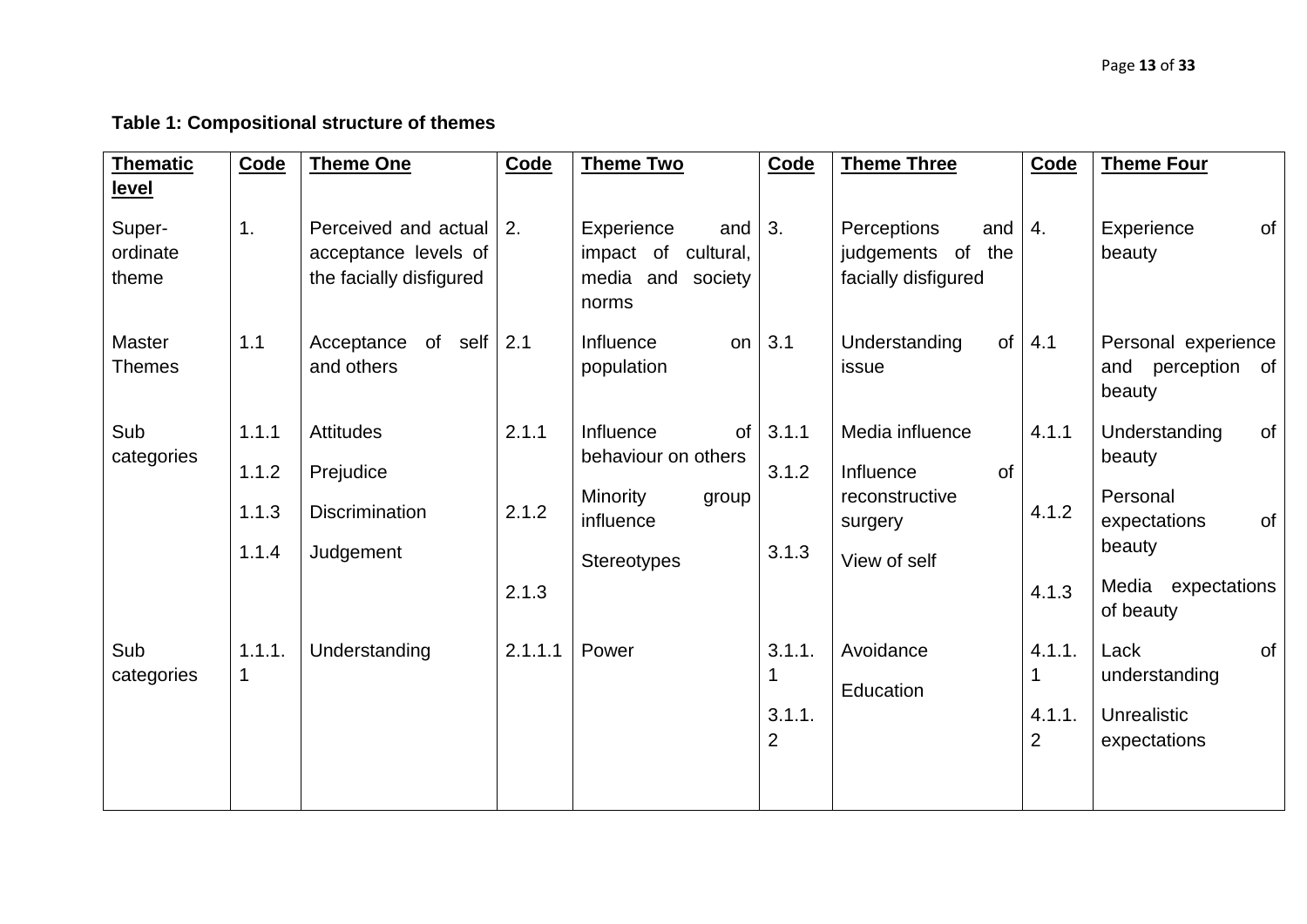**Table 1: Compositional structure of themes**

| Thematic level | Code | Theme One | Code | Theme Two | Code | Theme Three | Code | Theme Four |
|---|---|---|---|---|---|---|---|---|
| Super-ordinate theme | 1. | Perceived and actual acceptance levels of the facially disfigured | 2. | Experience and impact of cultural, media and society norms | 3. | Perceptions and judgements of the facially disfigured | 4. | Experience of beauty |
| Master Themes | 1.1 | Acceptance of self and others | 2.1 | Influence on population | 3.1 | Understanding of issue | 4.1 | Personal experience and perception of beauty |
| Sub categories | 1.1.1<br>1.1.2<br>1.1.3<br>1.1.4 | Attitudes<br>Prejudice<br>Discrimination<br>Judgement | 2.1.1<br>2.1.2<br>2.1.3 | Influence of behaviour on others<br>Minority group influence<br>Stereotypes | 3.1.1<br>3.1.2<br>3.1.3 | Media influence<br>Influence of reconstructive surgery<br>View of self | 4.1.1<br>4.1.2<br>4.1.3 | Understanding of beauty<br>Personal expectations of beauty<br>Media expectations of beauty |
| Sub categories | 1.1.1.1 | Understanding | 2.1.1.1 | Power | 3.1.1.1<br>3.1.1.2 | Avoidance<br>Education | 4.1.1.1<br>4.1.1.2 | Lack of understanding<br>Unrealistic expectations |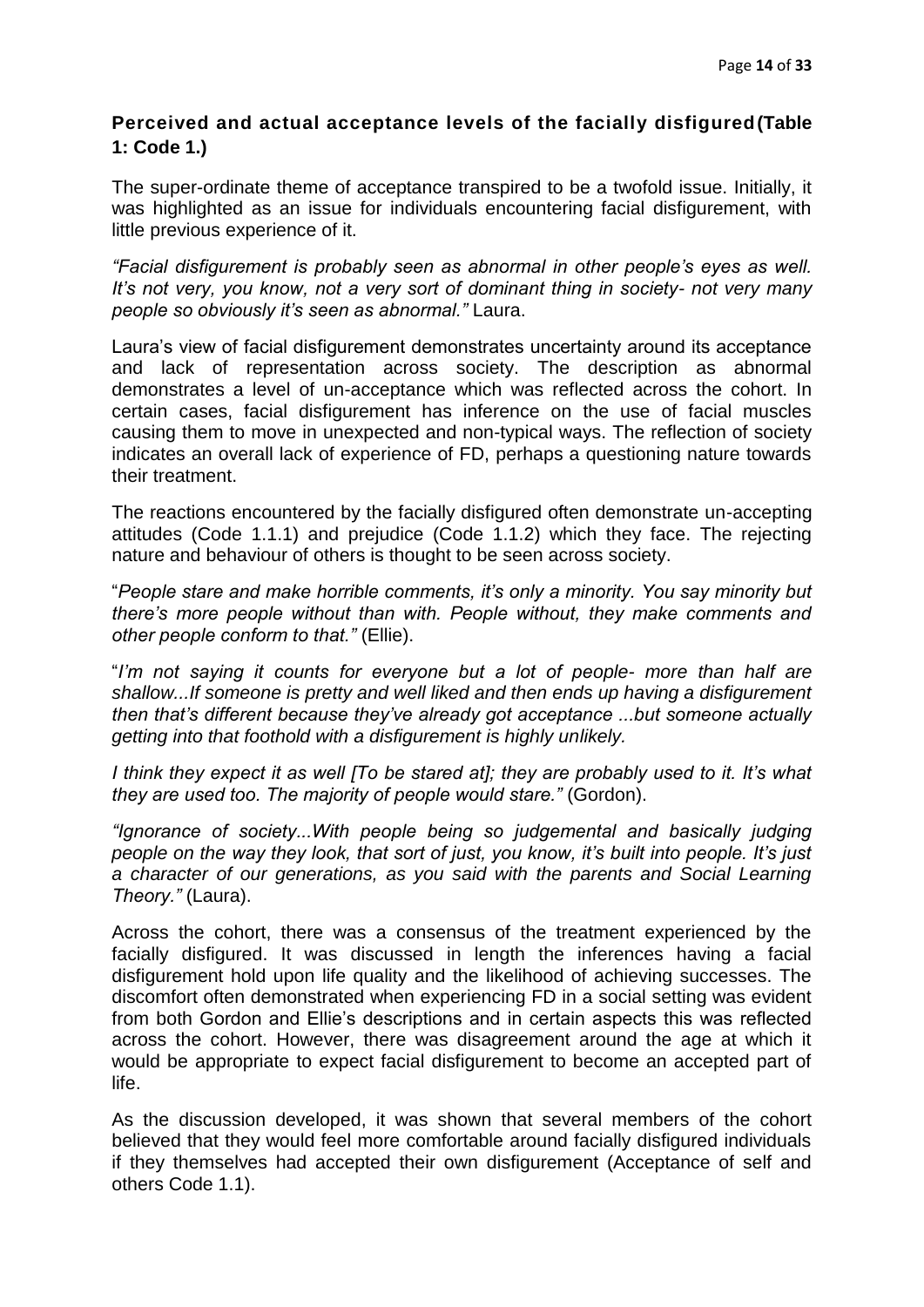### **Perceived and actual acceptance levels of the facially disfigured (Table 1: Code 1.)**

The super-ordinate theme of acceptance transpired to be a twofold issue. Initially, it was highlighted as an issue for individuals encountering facial disfigurement, with little previous experience of it.

*"Facial disfigurement is probably seen as abnormal in other people's eyes as well. It's not very, you know, not a very sort of dominant thing in society- not very many people so obviously it's seen as abnormal."* Laura.

Laura's view of facial disfigurement demonstrates uncertainty around its acceptance and lack of representation across society. The description as abnormal demonstrates a level of un-acceptance which was reflected across the cohort. In certain cases, facial disfigurement has inference on the use of facial muscles causing them to move in unexpected and non-typical ways. The reflection of society indicates an overall lack of experience of FD, perhaps a questioning nature towards their treatment.

The reactions encountered by the facially disfigured often demonstrate un-accepting attitudes (Code 1.1.1) and prejudice (Code 1.1.2) which they face. The rejecting nature and behaviour of others is thought to be seen across society.

"*People stare and make horrible comments, it's only a minority. You say minority but there's more people without than with. People without, they make comments and other people conform to that."* (Ellie).

"*I'm not saying it counts for everyone but a lot of people- more than half are shallow...If someone is pretty and well liked and then ends up having a disfigurement then that's different because they've already got acceptance ...but someone actually getting into that foothold with a disfigurement is highly unlikely.*

*I think they expect it as well [To be stared at]; they are probably used to it. It's what they are used too. The majority of people would stare."* (Gordon).

*"Ignorance of society...With people being so judgemental and basically judging people on the way they look, that sort of just, you know, it's built into people. It's just a character of our generations, as you said with the parents and Social Learning Theory."* (Laura).

Across the cohort, there was a consensus of the treatment experienced by the facially disfigured. It was discussed in length the inferences having a facial disfigurement hold upon life quality and the likelihood of achieving successes. The discomfort often demonstrated when experiencing FD in a social setting was evident from both Gordon and Ellie's descriptions and in certain aspects this was reflected across the cohort. However, there was disagreement around the age at which it would be appropriate to expect facial disfigurement to become an accepted part of life.

As the discussion developed, it was shown that several members of the cohort believed that they would feel more comfortable around facially disfigured individuals if they themselves had accepted their own disfigurement (Acceptance of self and others Code 1.1).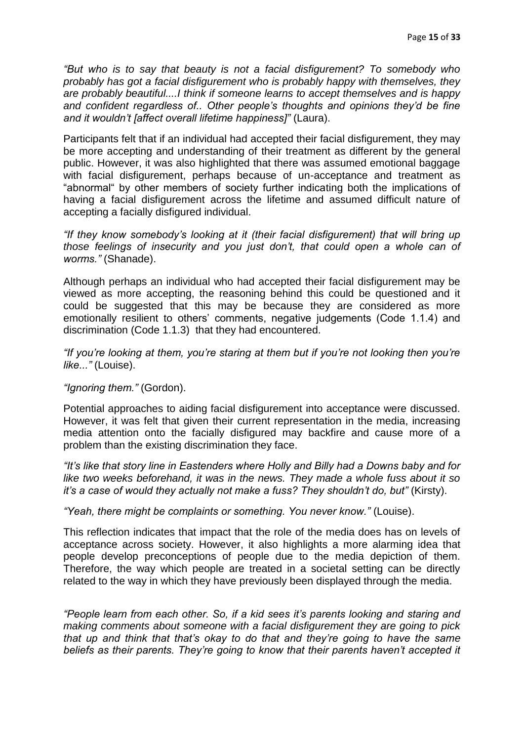*"But who is to say that beauty is not a facial disfigurement? To somebody who probably has got a facial disfigurement who is probably happy with themselves, they are probably beautiful....I think if someone learns to accept themselves and is happy and confident regardless of.. Other people's thoughts and opinions they'd be fine and it wouldn't [affect overall lifetime happiness]"* (Laura).

Participants felt that if an individual had accepted their facial disfigurement, they may be more accepting and understanding of their treatment as different by the general public. However, it was also highlighted that there was assumed emotional baggage with facial disfigurement, perhaps because of un-acceptance and treatment as "abnormal" by other members of society further indicating both the implications of having a facial disfigurement across the lifetime and assumed difficult nature of accepting a facially disfigured individual.

*"If they know somebody's looking at it (their facial disfigurement) that will bring up those feelings of insecurity and you just don't, that could open a whole can of worms."* (Shanade).

Although perhaps an individual who had accepted their facial disfigurement may be viewed as more accepting, the reasoning behind this could be questioned and it could be suggested that this may be because they are considered as more emotionally resilient to others' comments, negative judgements (Code 1.1.4) and discrimination (Code 1.1.3) that they had encountered.

*"If you're looking at them, you're staring at them but if you're not looking then you're like..."* (Louise).

*"Ignoring them."* (Gordon).

Potential approaches to aiding facial disfigurement into acceptance were discussed. However, it was felt that given their current representation in the media, increasing media attention onto the facially disfigured may backfire and cause more of a problem than the existing discrimination they face.

*"It's like that story line in Eastenders where Holly and Billy had a Downs baby and for like two weeks beforehand, it was in the news. They made a whole fuss about it so it's a case of would they actually not make a fuss? They shouldn't do, but"* (Kirsty).

*"Yeah, there might be complaints or something. You never know."* (Louise).

This reflection indicates that impact that the role of the media does has on levels of acceptance across society. However, it also highlights a more alarming idea that people develop preconceptions of people due to the media depiction of them. Therefore, the way which people are treated in a societal setting can be directly related to the way in which they have previously been displayed through the media.

*"People learn from each other. So, if a kid sees it's parents looking and staring and making comments about someone with a facial disfigurement they are going to pick that up and think that that's okay to do that and they're going to have the same beliefs as their parents. They're going to know that their parents haven't accepted it*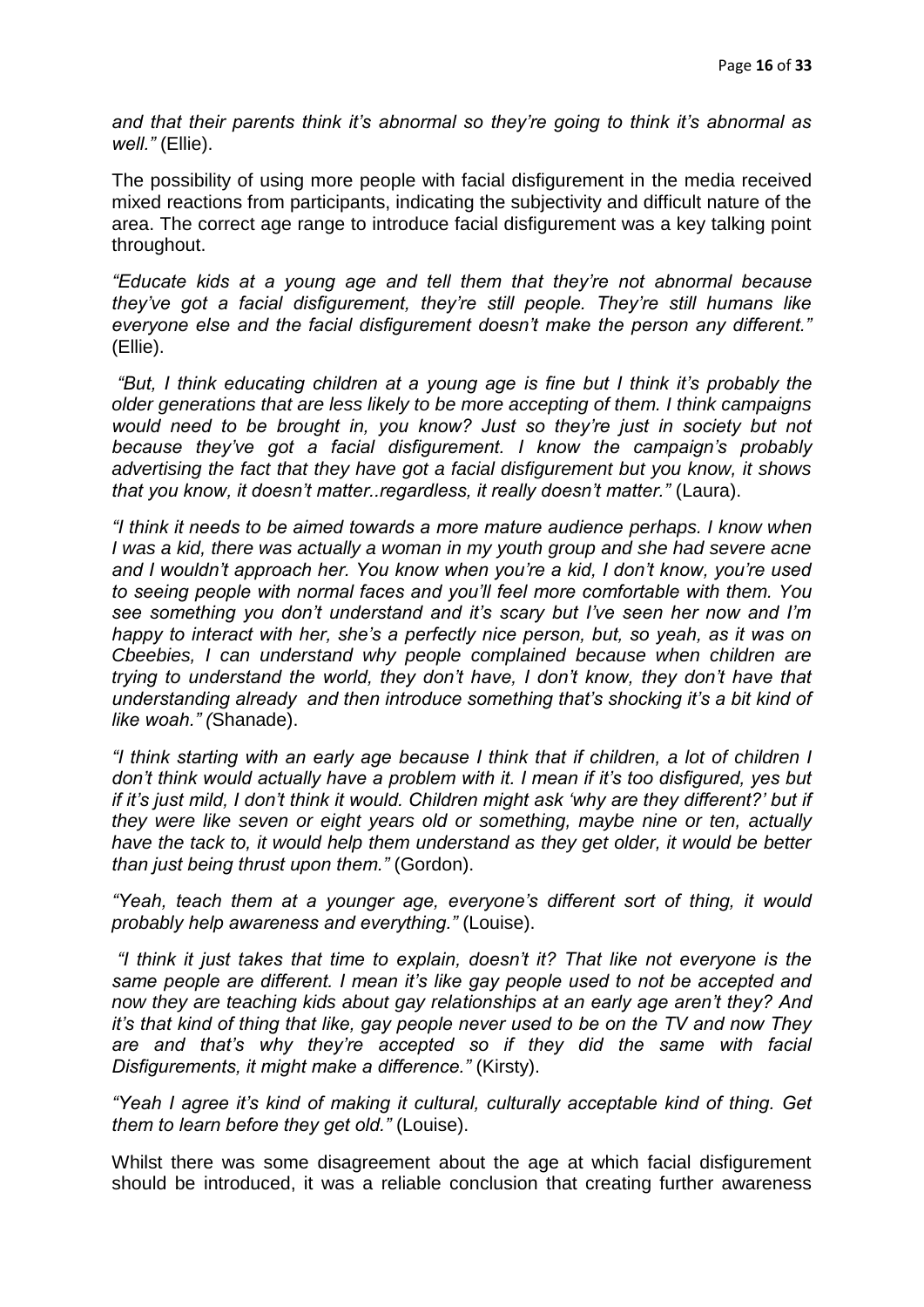*and that their parents think it's abnormal so they're going to think it's abnormal as well."* (Ellie).

The possibility of using more people with facial disfigurement in the media received mixed reactions from participants, indicating the subjectivity and difficult nature of the area. The correct age range to introduce facial disfigurement was a key talking point throughout.

*"Educate kids at a young age and tell them that they're not abnormal because they've got a facial disfigurement, they're still people. They're still humans like everyone else and the facial disfigurement doesn't make the person any different."* (Ellie).

*"But, I think educating children at a young age is fine but I think it's probably the older generations that are less likely to be more accepting of them. I think campaigns would need to be brought in, you know? Just so they're just in society but not because they've got a facial disfigurement. I know the campaign's probably advertising the fact that they have got a facial disfigurement but you know, it shows that you know, it doesn't matter..regardless, it really doesn't matter."* (Laura).

*"I think it needs to be aimed towards a more mature audience perhaps. I know when I was a kid, there was actually a woman in my youth group and she had severe acne and I wouldn't approach her. You know when you're a kid, I don't know, you're used to seeing people with normal faces and you'll feel more comfortable with them. You see something you don't understand and it's scary but I've seen her now and I'm happy to interact with her, she's a perfectly nice person, but, so yeah, as it was on Cbeebies, I can understand why people complained because when children are trying to understand the world, they don't have, I don't know, they don't have that understanding already and then introduce something that's shocking it's a bit kind of like woah." (*Shanade).

*"I think starting with an early age because I think that if children, a lot of children I don't think would actually have a problem with it. I mean if it's too disfigured, yes but if it's just mild, I don't think it would. Children might ask 'why are they different?' but if they were like seven or eight years old or something, maybe nine or ten, actually have the tack to, it would help them understand as they get older, it would be better than just being thrust upon them."* (Gordon).

*"Yeah, teach them at a younger age, everyone's different sort of thing, it would probably help awareness and everything."* (Louise).

*"I think it just takes that time to explain, doesn't it? That like not everyone is the same people are different. I mean it's like gay people used to not be accepted and now they are teaching kids about gay relationships at an early age aren't they? And it's that kind of thing that like, gay people never used to be on the TV and now They are and that's why they're accepted so if they did the same with facial Disfigurements, it might make a difference."* (Kirsty).

*"Yeah I agree it's kind of making it cultural, culturally acceptable kind of thing. Get them to learn before they get old."* (Louise).

Whilst there was some disagreement about the age at which facial disfigurement should be introduced, it was a reliable conclusion that creating further awareness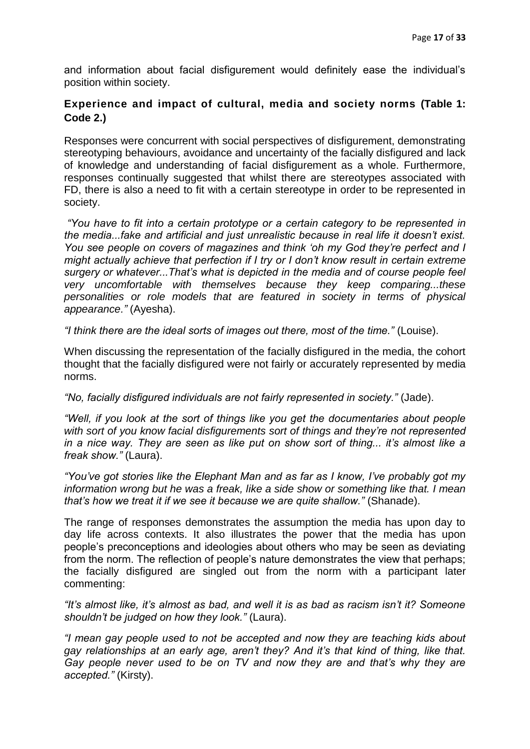and information about facial disfigurement would definitely ease the individual's position within society.

### Experience and impact of cultural, media and society norms (Table 1: Code 2.)

Responses were concurrent with social perspectives of disfigurement, demonstrating stereotyping behaviours, avoidance and uncertainty of the facially disfigured and lack of knowledge and understanding of facial disfigurement as a whole. Furthermore, responses continually suggested that whilst there are stereotypes associated with FD, there is also a need to fit with a certain stereotype in order to be represented in society.

*"You have to fit into a certain prototype or a certain category to be represented in the media...fake and artificial and just unrealistic because in real life it doesn't exist. You see people on covers of magazines and think 'oh my God they're perfect and I might actually achieve that perfection if I try or I don't know result in certain extreme surgery or whatever...That's what is depicted in the media and of course people feel very uncomfortable with themselves because they keep comparing...these personalities or role models that are featured in society in terms of physical appearance."* (Ayesha).

*"I think there are the ideal sorts of images out there, most of the time."* (Louise).

When discussing the representation of the facially disfigured in the media, the cohort thought that the facially disfigured were not fairly or accurately represented by media norms.

*"No, facially disfigured individuals are not fairly represented in society."* (Jade).

*"Well, if you look at the sort of things like you get the documentaries about people with sort of you know facial disfigurements sort of things and they're not represented in a nice way. They are seen as like put on show sort of thing... it's almost like a freak show."* (Laura).

*"You've got stories like the Elephant Man and as far as I know, I've probably got my information wrong but he was a freak, like a side show or something like that. I mean that's how we treat it if we see it because we are quite shallow."* (Shanade).

The range of responses demonstrates the assumption the media has upon day to day life across contexts. It also illustrates the power that the media has upon people's preconceptions and ideologies about others who may be seen as deviating from the norm. The reflection of people's nature demonstrates the view that perhaps; the facially disfigured are singled out from the norm with a participant later commenting:

*"It's almost like, it's almost as bad, and well it is as bad as racism isn't it? Someone shouldn't be judged on how they look."* (Laura).

*"I mean gay people used to not be accepted and now they are teaching kids about gay relationships at an early age, aren't they? And it's that kind of thing, like that. Gay people never used to be on TV and now they are and that's why they are accepted."* (Kirsty).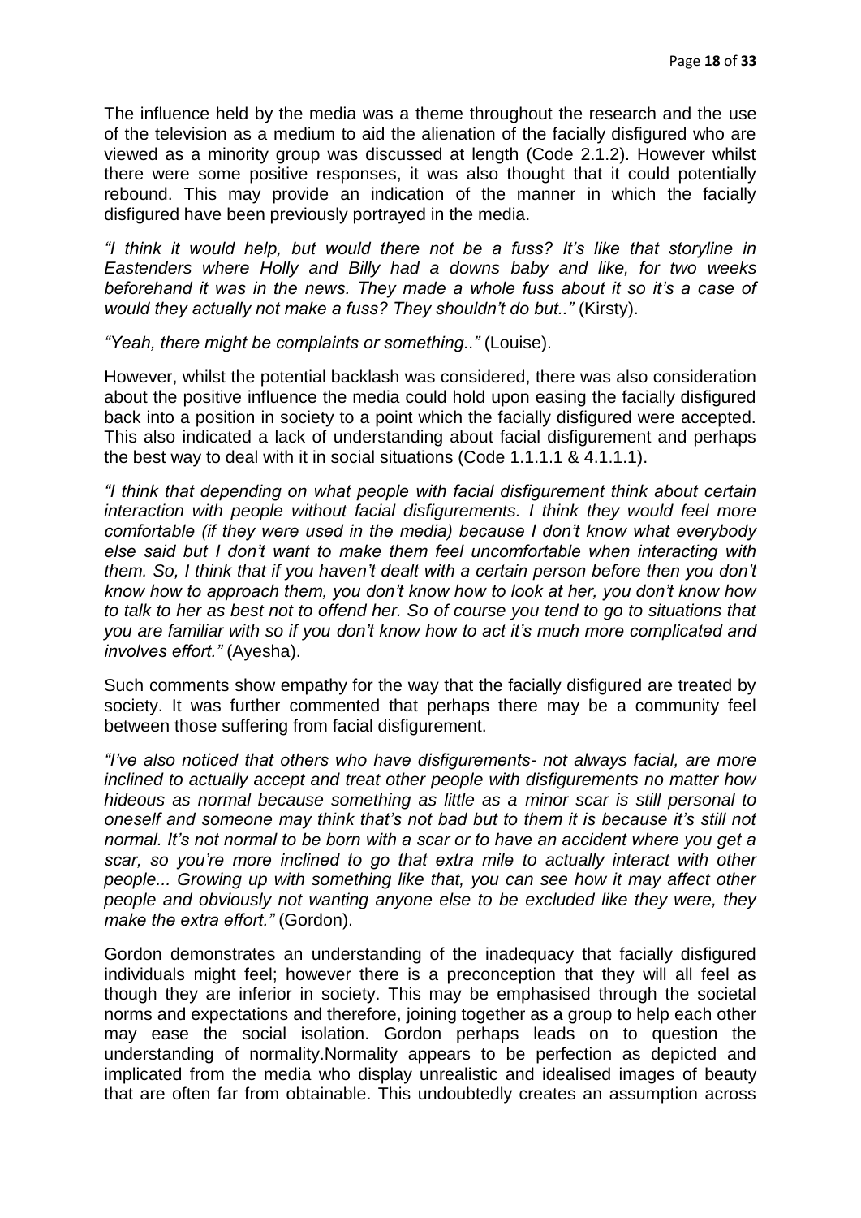The influence held by the media was a theme throughout the research and the use of the television as a medium to aid the alienation of the facially disfigured who are viewed as a minority group was discussed at length (Code 2.1.2). However whilst there were some positive responses, it was also thought that it could potentially rebound. This may provide an indication of the manner in which the facially disfigured have been previously portrayed in the media.

*"I think it would help, but would there not be a fuss? It's like that storyline in Eastenders where Holly and Billy had a downs baby and like, for two weeks beforehand it was in the news. They made a whole fuss about it so it's a case of would they actually not make a fuss? They shouldn't do but.."* (Kirsty).

*"Yeah, there might be complaints or something.."* (Louise).

However, whilst the potential backlash was considered, there was also consideration about the positive influence the media could hold upon easing the facially disfigured back into a position in society to a point which the facially disfigured were accepted. This also indicated a lack of understanding about facial disfigurement and perhaps the best way to deal with it in social situations (Code 1.1.1.1 & 4.1.1.1).

*"I think that depending on what people with facial disfigurement think about certain interaction with people without facial disfigurements. I think they would feel more comfortable (if they were used in the media) because I don't know what everybody else said but I don't want to make them feel uncomfortable when interacting with them. So, I think that if you haven't dealt with a certain person before then you don't know how to approach them, you don't know how to look at her, you don't know how to talk to her as best not to offend her. So of course you tend to go to situations that you are familiar with so if you don't know how to act it's much more complicated and involves effort."* (Ayesha).

Such comments show empathy for the way that the facially disfigured are treated by society. It was further commented that perhaps there may be a community feel between those suffering from facial disfigurement.

*"I've also noticed that others who have disfigurements- not always facial, are more inclined to actually accept and treat other people with disfigurements no matter how hideous as normal because something as little as a minor scar is still personal to oneself and someone may think that's not bad but to them it is because it's still not normal. It's not normal to be born with a scar or to have an accident where you get a scar, so you're more inclined to go that extra mile to actually interact with other people... Growing up with something like that, you can see how it may affect other people and obviously not wanting anyone else to be excluded like they were, they make the extra effort."* (Gordon).

Gordon demonstrates an understanding of the inadequacy that facially disfigured individuals might feel; however there is a preconception that they will all feel as though they are inferior in society. This may be emphasised through the societal norms and expectations and therefore, joining together as a group to help each other may ease the social isolation. Gordon perhaps leads on to question the understanding of normality.Normality appears to be perfection as depicted and implicated from the media who display unrealistic and idealised images of beauty that are often far from obtainable. This undoubtedly creates an assumption across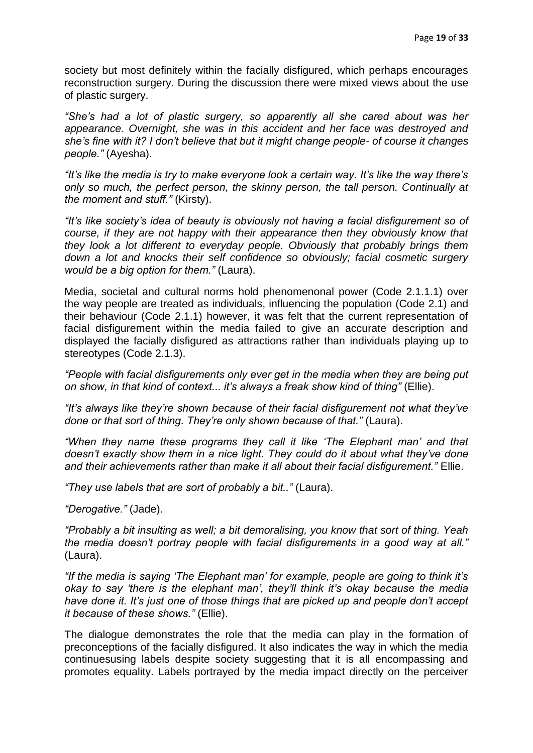society but most definitely within the facially disfigured, which perhaps encourages reconstruction surgery. During the discussion there were mixed views about the use of plastic surgery.

*"She's had a lot of plastic surgery, so apparently all she cared about was her appearance. Overnight, she was in this accident and her face was destroyed and she's fine with it? I don't believe that but it might change people- of course it changes people."* (Ayesha).

*"It's like the media is try to make everyone look a certain way. It's like the way there's only so much, the perfect person, the skinny person, the tall person. Continually at the moment and stuff."* (Kirsty).

*"It's like society's idea of beauty is obviously not having a facial disfigurement so of course, if they are not happy with their appearance then they obviously know that they look a lot different to everyday people. Obviously that probably brings them down a lot and knocks their self confidence so obviously; facial cosmetic surgery would be a big option for them."* (Laura).

Media, societal and cultural norms hold phenomenonal power (Code 2.1.1.1) over the way people are treated as individuals, influencing the population (Code 2.1) and their behaviour (Code 2.1.1) however, it was felt that the current representation of facial disfigurement within the media failed to give an accurate description and displayed the facially disfigured as attractions rather than individuals playing up to stereotypes (Code 2.1.3).

*"People with facial disfigurements only ever get in the media when they are being put on show, in that kind of context... it's always a freak show kind of thing"* (Ellie).

*"It's always like they're shown because of their facial disfigurement not what they've done or that sort of thing. They're only shown because of that."* (Laura).

*"When they name these programs they call it like 'The Elephant man' and that doesn't exactly show them in a nice light. They could do it about what they've done and their achievements rather than make it all about their facial disfigurement."* Ellie.

*"They use labels that are sort of probably a bit.."* (Laura).

*"Derogative."* (Jade).

*"Probably a bit insulting as well; a bit demoralising, you know that sort of thing. Yeah the media doesn't portray people with facial disfigurements in a good way at all."* (Laura).

*"If the media is saying 'The Elephant man' for example, people are going to think it's okay to say 'there is the elephant man', they'll think it's okay because the media have done it. It's just one of those things that are picked up and people don't accept it because of these shows."* (Ellie).

The dialogue demonstrates the role that the media can play in the formation of preconceptions of the facially disfigured. It also indicates the way in which the media continuesusing labels despite society suggesting that it is all encompassing and promotes equality. Labels portrayed by the media impact directly on the perceiver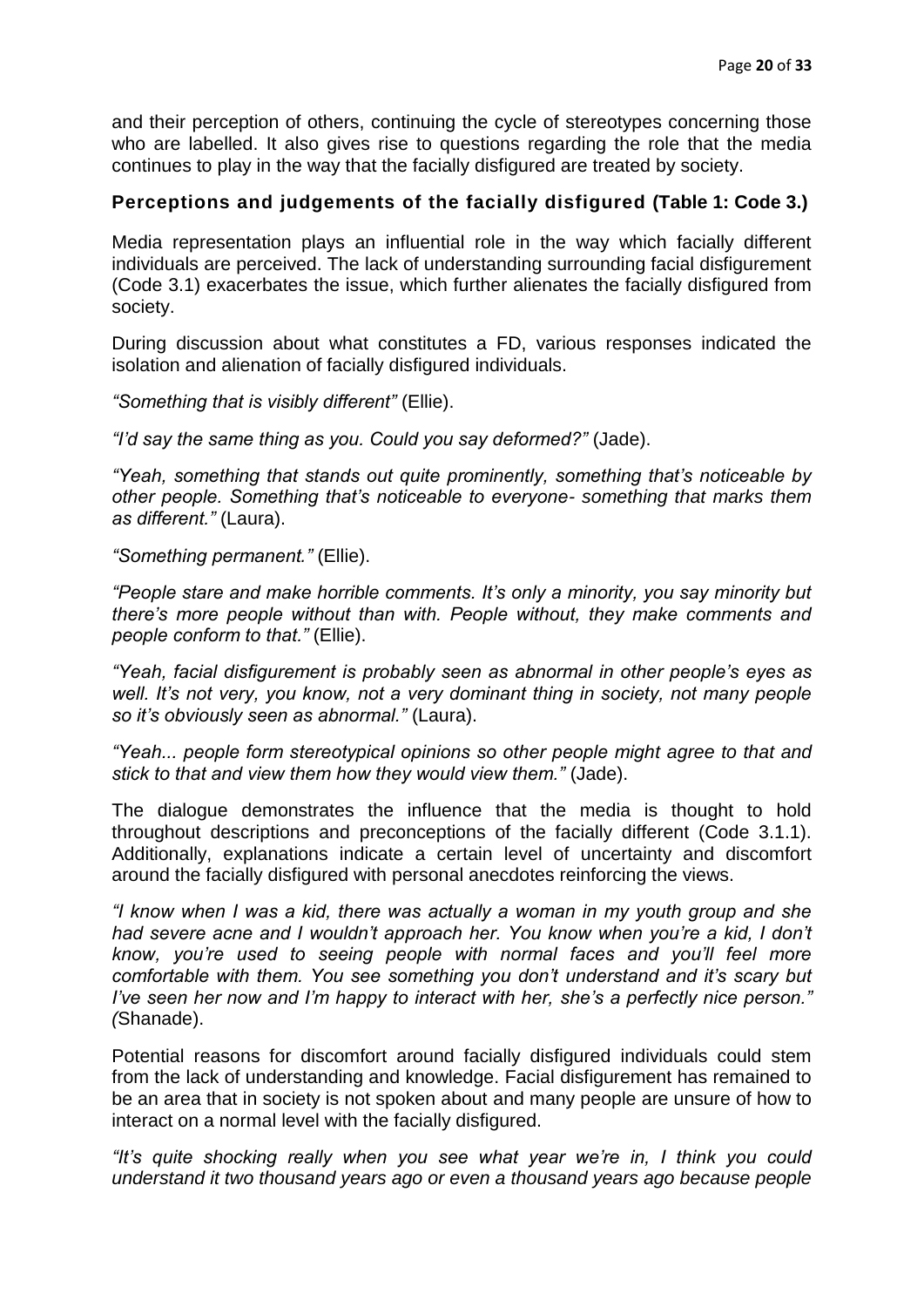and their perception of others, continuing the cycle of stereotypes concerning those who are labelled. It also gives rise to questions regarding the role that the media continues to play in the way that the facially disfigured are treated by society.

### Perceptions and judgements of the facially disfigured (Table 1: Code 3.)

Media representation plays an influential role in the way which facially different individuals are perceived. The lack of understanding surrounding facial disfigurement (Code 3.1) exacerbates the issue, which further alienates the facially disfigured from society.

During discussion about what constitutes a FD, various responses indicated the isolation and alienation of facially disfigured individuals.

*"Something that is visibly different"* (Ellie).

*"I'd say the same thing as you. Could you say deformed?"* (Jade).

*"Yeah, something that stands out quite prominently, something that's noticeable by other people. Something that's noticeable to everyone- something that marks them as different."* (Laura).

*"Something permanent."* (Ellie).

*"People stare and make horrible comments. It's only a minority, you say minority but there's more people without than with. People without, they make comments and people conform to that."* (Ellie).

*"Yeah, facial disfigurement is probably seen as abnormal in other people's eyes as well. It's not very, you know, not a very dominant thing in society, not many people so it's obviously seen as abnormal."* (Laura).

*"Yeah... people form stereotypical opinions so other people might agree to that and stick to that and view them how they would view them."* (Jade).

The dialogue demonstrates the influence that the media is thought to hold throughout descriptions and preconceptions of the facially different (Code 3.1.1). Additionally, explanations indicate a certain level of uncertainty and discomfort around the facially disfigured with personal anecdotes reinforcing the views.

*"I know when I was a kid, there was actually a woman in my youth group and she had severe acne and I wouldn't approach her. You know when you're a kid, I don't know, you're used to seeing people with normal faces and you'll feel more comfortable with them. You see something you don't understand and it's scary but I've seen her now and I'm happy to interact with her, she's a perfectly nice person." (*Shanade).

Potential reasons for discomfort around facially disfigured individuals could stem from the lack of understanding and knowledge. Facial disfigurement has remained to be an area that in society is not spoken about and many people are unsure of how to interact on a normal level with the facially disfigured.

*"It's quite shocking really when you see what year we're in, I think you could understand it two thousand years ago or even a thousand years ago because people*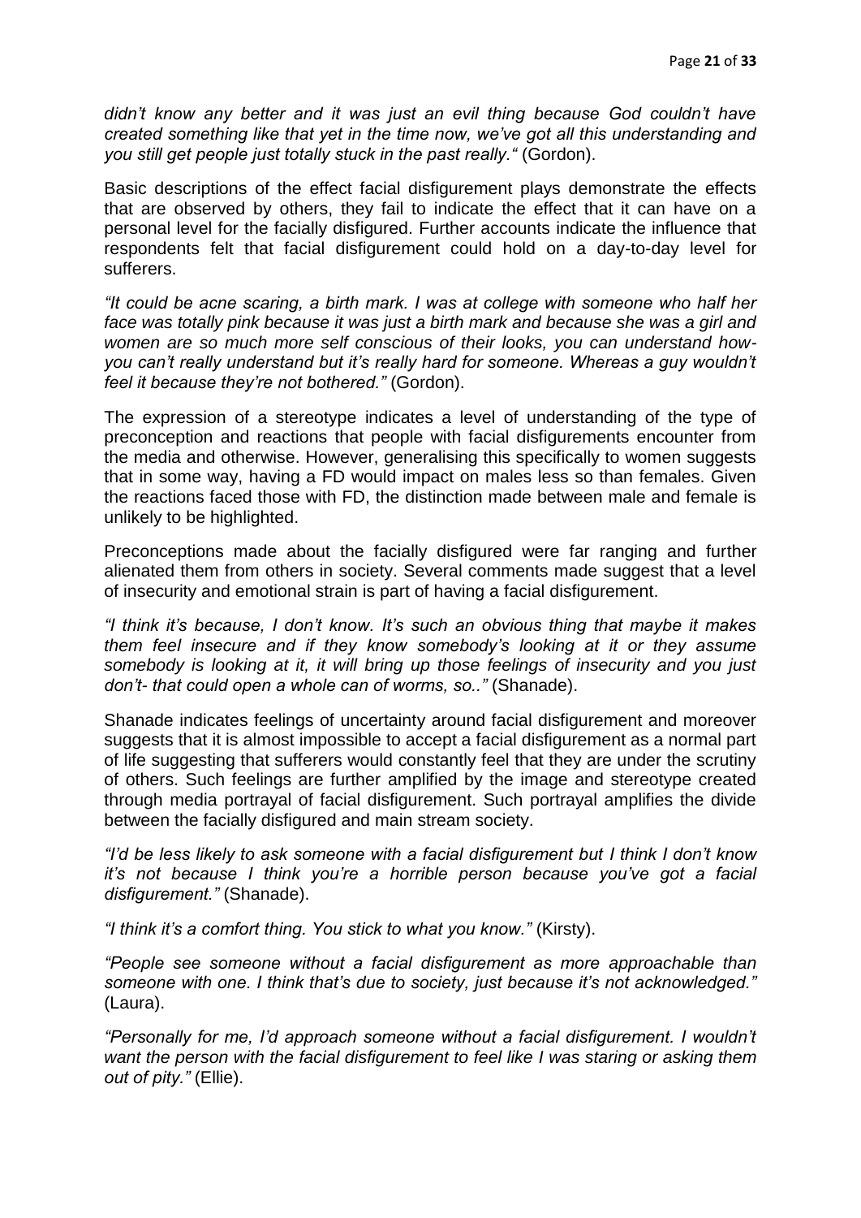*didn't know any better and it was just an evil thing because God couldn't have created something like that yet in the time now, we've got all this understanding and you still get people just totally stuck in the past really."* (Gordon).

Basic descriptions of the effect facial disfigurement plays demonstrate the effects that are observed by others, they fail to indicate the effect that it can have on a personal level for the facially disfigured. Further accounts indicate the influence that respondents felt that facial disfigurement could hold on a day-to-day level for sufferers.

*"It could be acne scaring, a birth mark. I was at college with someone who half her face was totally pink because it was just a birth mark and because she was a girl and women are so much more self conscious of their looks, you can understand how- you can't really understand but it's really hard for someone. Whereas a guy wouldn't feel it because they're not bothered."* (Gordon).

The expression of a stereotype indicates a level of understanding of the type of preconception and reactions that people with facial disfigurements encounter from the media and otherwise. However, generalising this specifically to women suggests that in some way, having a FD would impact on males less so than females. Given the reactions faced those with FD, the distinction made between male and female is unlikely to be highlighted.

Preconceptions made about the facially disfigured were far ranging and further alienated them from others in society. Several comments made suggest that a level of insecurity and emotional strain is part of having a facial disfigurement.

*"I think it's because, I don't know. It's such an obvious thing that maybe it makes them feel insecure and if they know somebody's looking at it or they assume somebody is looking at it, it will bring up those feelings of insecurity and you just don't- that could open a whole can of worms, so.."* (Shanade).

Shanade indicates feelings of uncertainty around facial disfigurement and moreover suggests that it is almost impossible to accept a facial disfigurement as a normal part of life suggesting that sufferers would constantly feel that they are under the scrutiny of others. Such feelings are further amplified by the image and stereotype created through media portrayal of facial disfigurement. Such portrayal amplifies the divide between the facially disfigured and main stream society.

*"I'd be less likely to ask someone with a facial disfigurement but I think I don't know it's not because I think you're a horrible person because you've got a facial disfigurement."* (Shanade).

*"I think it's a comfort thing. You stick to what you know."* (Kirsty).

*"People see someone without a facial disfigurement as more approachable than someone with one. I think that's due to society, just because it's not acknowledged."* (Laura).

*"Personally for me, I'd approach someone without a facial disfigurement. I wouldn't want the person with the facial disfigurement to feel like I was staring or asking them out of pity."* (Ellie).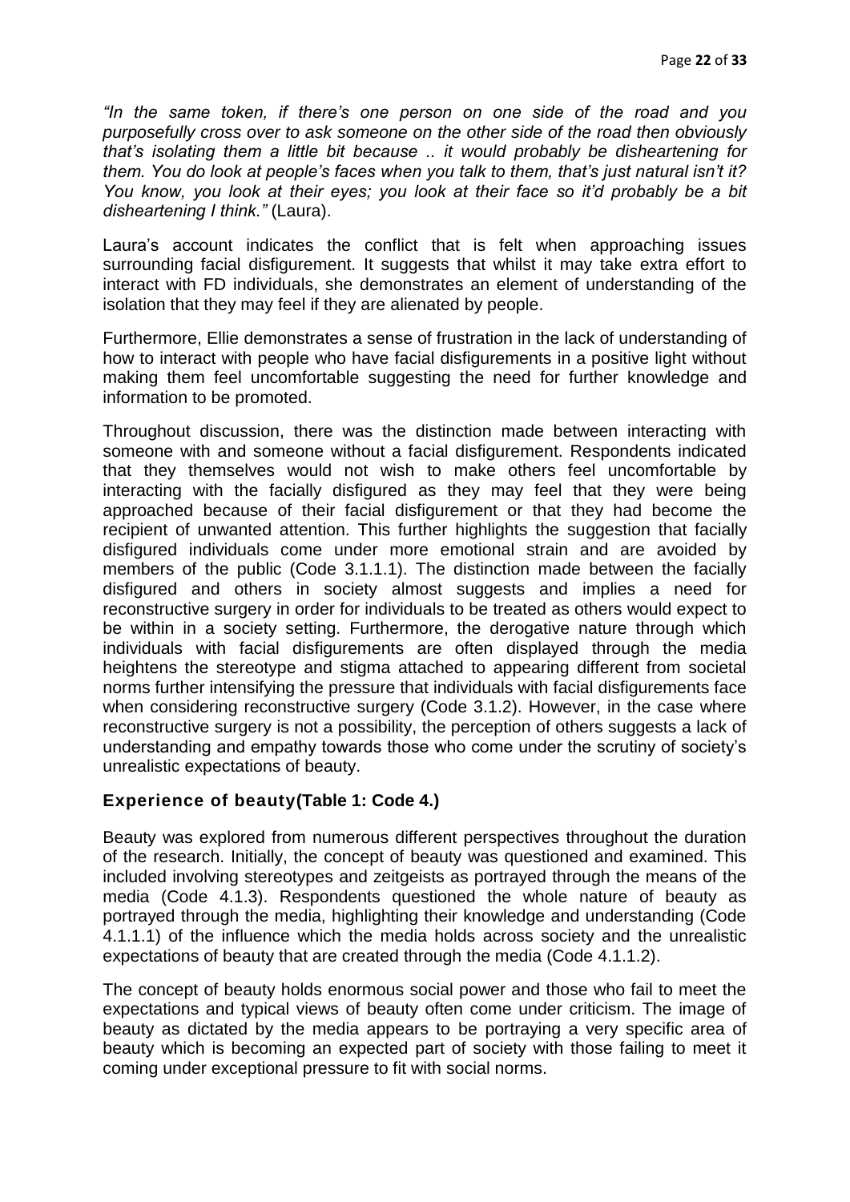*"In the same token, if there's one person on one side of the road and you purposefully cross over to ask someone on the other side of the road then obviously that's isolating them a little bit because .. it would probably be disheartening for them. You do look at people's faces when you talk to them, that's just natural isn't it? You know, you look at their eyes; you look at their face so it'd probably be a bit disheartening I think."* (Laura).

Laura's account indicates the conflict that is felt when approaching issues surrounding facial disfigurement. It suggests that whilst it may take extra effort to interact with FD individuals, she demonstrates an element of understanding of the isolation that they may feel if they are alienated by people.

Furthermore, Ellie demonstrates a sense of frustration in the lack of understanding of how to interact with people who have facial disfigurements in a positive light without making them feel uncomfortable suggesting the need for further knowledge and information to be promoted.

Throughout discussion, there was the distinction made between interacting with someone with and someone without a facial disfigurement. Respondents indicated that they themselves would not wish to make others feel uncomfortable by interacting with the facially disfigured as they may feel that they were being approached because of their facial disfigurement or that they had become the recipient of unwanted attention. This further highlights the suggestion that facially disfigured individuals come under more emotional strain and are avoided by members of the public (Code 3.1.1.1). The distinction made between the facially disfigured and others in society almost suggests and implies a need for reconstructive surgery in order for individuals to be treated as others would expect to be within in a society setting. Furthermore, the derogative nature through which individuals with facial disfigurements are often displayed through the media heightens the stereotype and stigma attached to appearing different from societal norms further intensifying the pressure that individuals with facial disfigurements face when considering reconstructive surgery (Code 3.1.2). However, in the case where reconstructive surgery is not a possibility, the perception of others suggests a lack of understanding and empathy towards those who come under the scrutiny of society's unrealistic expectations of beauty.

### Experience of beauty(Table 1: Code 4.)

Beauty was explored from numerous different perspectives throughout the duration of the research. Initially, the concept of beauty was questioned and examined. This included involving stereotypes and zeitgeists as portrayed through the means of the media (Code 4.1.3). Respondents questioned the whole nature of beauty as portrayed through the media, highlighting their knowledge and understanding (Code 4.1.1.1) of the influence which the media holds across society and the unrealistic expectations of beauty that are created through the media (Code 4.1.1.2).

The concept of beauty holds enormous social power and those who fail to meet the expectations and typical views of beauty often come under criticism. The image of beauty as dictated by the media appears to be portraying a very specific area of beauty which is becoming an expected part of society with those failing to meet it coming under exceptional pressure to fit with social norms.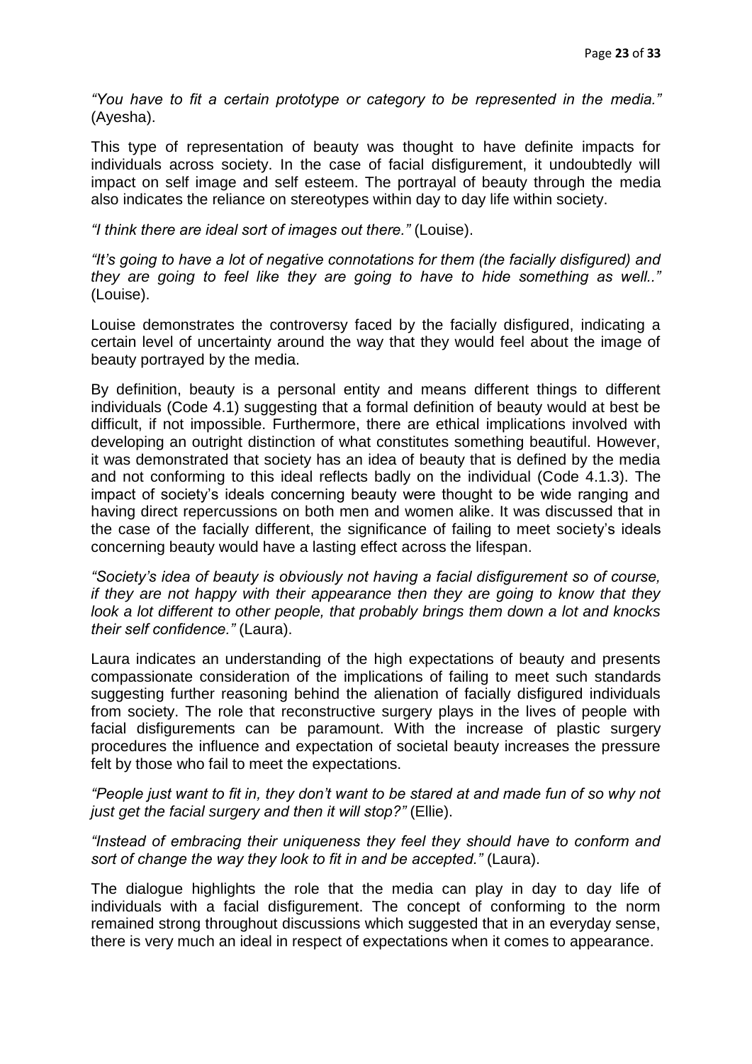*"You have to fit a certain prototype or category to be represented in the media."* (Ayesha).

This type of representation of beauty was thought to have definite impacts for individuals across society. In the case of facial disfigurement, it undoubtedly will impact on self image and self esteem. The portrayal of beauty through the media also indicates the reliance on stereotypes within day to day life within society.

*"I think there are ideal sort of images out there."* (Louise).

*"It's going to have a lot of negative connotations for them (the facially disfigured) and they are going to feel like they are going to have to hide something as well.."* (Louise).

Louise demonstrates the controversy faced by the facially disfigured, indicating a certain level of uncertainty around the way that they would feel about the image of beauty portrayed by the media.

By definition, beauty is a personal entity and means different things to different individuals (Code 4.1) suggesting that a formal definition of beauty would at best be difficult, if not impossible. Furthermore, there are ethical implications involved with developing an outright distinction of what constitutes something beautiful. However, it was demonstrated that society has an idea of beauty that is defined by the media and not conforming to this ideal reflects badly on the individual (Code 4.1.3). The impact of society's ideals concerning beauty were thought to be wide ranging and having direct repercussions on both men and women alike. It was discussed that in the case of the facially different, the significance of failing to meet society's ideals concerning beauty would have a lasting effect across the lifespan.

*"Society's idea of beauty is obviously not having a facial disfigurement so of course, if they are not happy with their appearance then they are going to know that they look a lot different to other people, that probably brings them down a lot and knocks their self confidence."* (Laura).

Laura indicates an understanding of the high expectations of beauty and presents compassionate consideration of the implications of failing to meet such standards suggesting further reasoning behind the alienation of facially disfigured individuals from society. The role that reconstructive surgery plays in the lives of people with facial disfigurements can be paramount. With the increase of plastic surgery procedures the influence and expectation of societal beauty increases the pressure felt by those who fail to meet the expectations.

*"People just want to fit in, they don't want to be stared at and made fun of so why not just get the facial surgery and then it will stop?"* (Ellie).

*"Instead of embracing their uniqueness they feel they should have to conform and sort of change the way they look to fit in and be accepted."* (Laura).

The dialogue highlights the role that the media can play in day to day life of individuals with a facial disfigurement. The concept of conforming to the norm remained strong throughout discussions which suggested that in an everyday sense, there is very much an ideal in respect of expectations when it comes to appearance.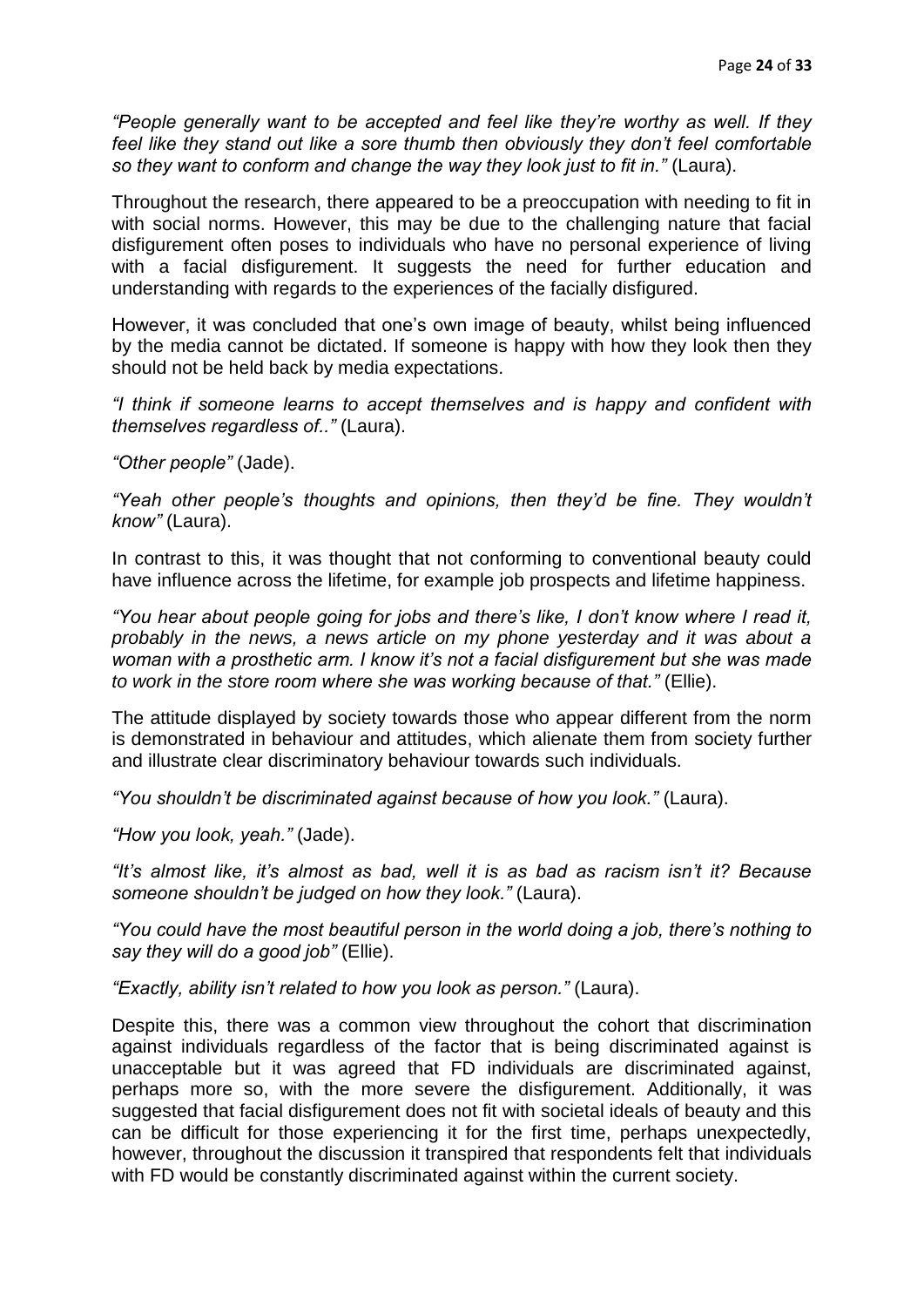*"People generally want to be accepted and feel like they're worthy as well. If they feel like they stand out like a sore thumb then obviously they don't feel comfortable so they want to conform and change the way they look just to fit in."* (Laura).

Throughout the research, there appeared to be a preoccupation with needing to fit in with social norms. However, this may be due to the challenging nature that facial disfigurement often poses to individuals who have no personal experience of living with a facial disfigurement. It suggests the need for further education and understanding with regards to the experiences of the facially disfigured.

However, it was concluded that one's own image of beauty, whilst being influenced by the media cannot be dictated. If someone is happy with how they look then they should not be held back by media expectations.

*"I think if someone learns to accept themselves and is happy and confident with themselves regardless of.."* (Laura).

*"Other people"* (Jade).

*"Yeah other people's thoughts and opinions, then they'd be fine. They wouldn't know"* (Laura).

In contrast to this, it was thought that not conforming to conventional beauty could have influence across the lifetime, for example job prospects and lifetime happiness.

*"You hear about people going for jobs and there's like, I don't know where I read it, probably in the news, a news article on my phone yesterday and it was about a woman with a prosthetic arm. I know it's not a facial disfigurement but she was made to work in the store room where she was working because of that."* (Ellie).

The attitude displayed by society towards those who appear different from the norm is demonstrated in behaviour and attitudes, which alienate them from society further and illustrate clear discriminatory behaviour towards such individuals.

*"You shouldn't be discriminated against because of how you look."* (Laura).

*"How you look, yeah."* (Jade).

*"It's almost like, it's almost as bad, well it is as bad as racism isn't it? Because someone shouldn't be judged on how they look."* (Laura).

*"You could have the most beautiful person in the world doing a job, there's nothing to say they will do a good job"* (Ellie).

*"Exactly, ability isn't related to how you look as person."* (Laura).

Despite this, there was a common view throughout the cohort that discrimination against individuals regardless of the factor that is being discriminated against is unacceptable but it was agreed that FD individuals are discriminated against, perhaps more so, with the more severe the disfigurement. Additionally, it was suggested that facial disfigurement does not fit with societal ideals of beauty and this can be difficult for those experiencing it for the first time, perhaps unexpectedly, however, throughout the discussion it transpired that respondents felt that individuals with FD would be constantly discriminated against within the current society.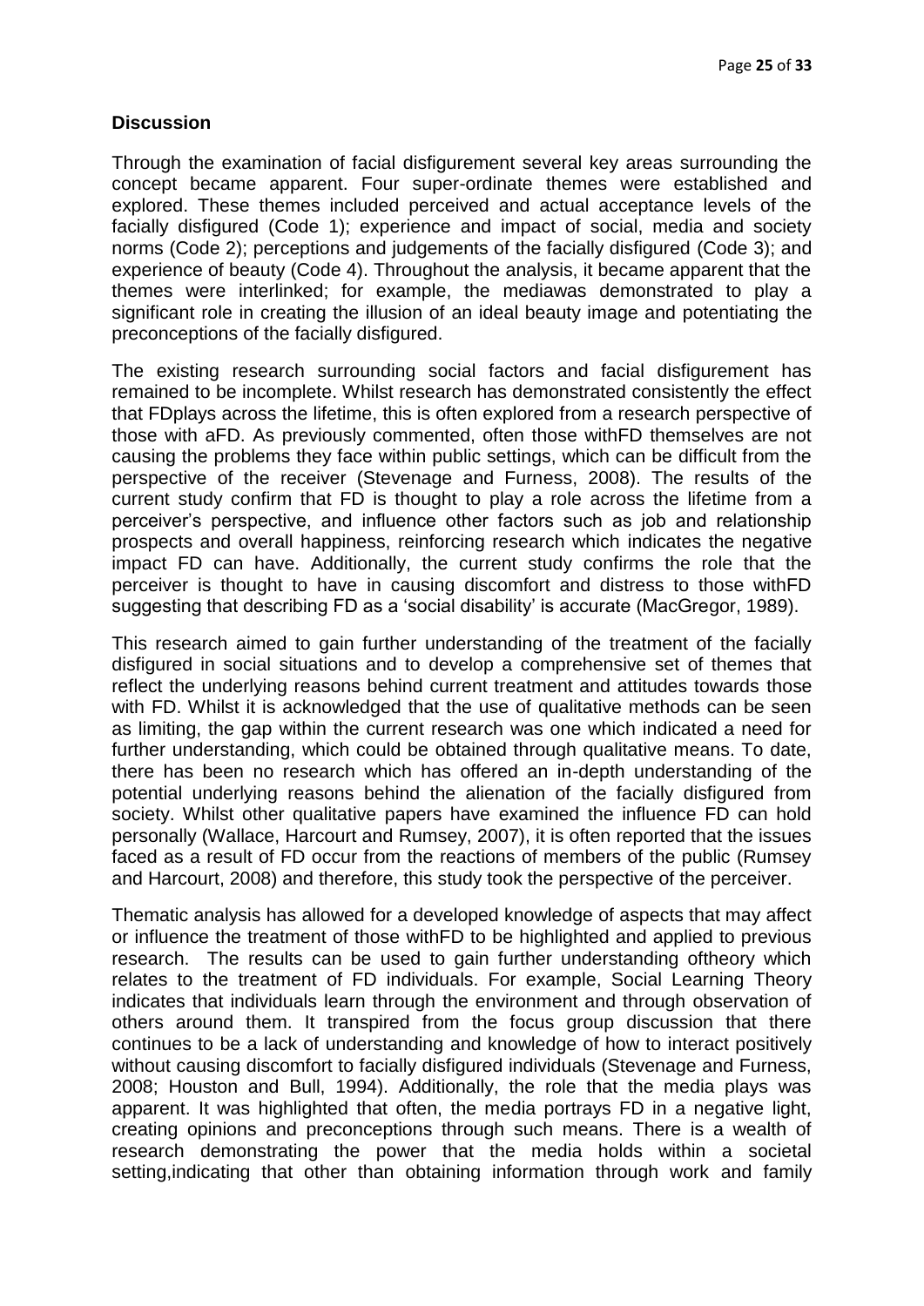## Discussion

Through the examination of facial disfigurement several key areas surrounding the concept became apparent. Four super-ordinate themes were established and explored. These themes included perceived and actual acceptance levels of the facially disfigured (Code 1); experience and impact of social, media and society norms (Code 2); perceptions and judgements of the facially disfigured (Code 3); and experience of beauty (Code 4). Throughout the analysis, it became apparent that the themes were interlinked; for example, the mediawas demonstrated to play a significant role in creating the illusion of an ideal beauty image and potentiating the preconceptions of the facially disfigured.

The existing research surrounding social factors and facial disfigurement has remained to be incomplete. Whilst research has demonstrated consistently the effect that FDplays across the lifetime, this is often explored from a research perspective of those with aFD. As previously commented, often those withFD themselves are not causing the problems they face within public settings, which can be difficult from the perspective of the receiver (Stevenage and Furness, 2008). The results of the current study confirm that FD is thought to play a role across the lifetime from a perceiver's perspective, and influence other factors such as job and relationship prospects and overall happiness, reinforcing research which indicates the negative impact FD can have. Additionally, the current study confirms the role that the perceiver is thought to have in causing discomfort and distress to those withFD suggesting that describing FD as a 'social disability' is accurate (MacGregor, 1989).

This research aimed to gain further understanding of the treatment of the facially disfigured in social situations and to develop a comprehensive set of themes that reflect the underlying reasons behind current treatment and attitudes towards those with FD. Whilst it is acknowledged that the use of qualitative methods can be seen as limiting, the gap within the current research was one which indicated a need for further understanding, which could be obtained through qualitative means. To date, there has been no research which has offered an in-depth understanding of the potential underlying reasons behind the alienation of the facially disfigured from society. Whilst other qualitative papers have examined the influence FD can hold personally (Wallace, Harcourt and Rumsey, 2007), it is often reported that the issues faced as a result of FD occur from the reactions of members of the public (Rumsey and Harcourt, 2008) and therefore, this study took the perspective of the perceiver.

Thematic analysis has allowed for a developed knowledge of aspects that may affect or influence the treatment of those withFD to be highlighted and applied to previous research. The results can be used to gain further understanding oftheory which relates to the treatment of FD individuals. For example, Social Learning Theory indicates that individuals learn through the environment and through observation of others around them. It transpired from the focus group discussion that there continues to be a lack of understanding and knowledge of how to interact positively without causing discomfort to facially disfigured individuals (Stevenage and Furness, 2008; Houston and Bull, 1994). Additionally, the role that the media plays was apparent. It was highlighted that often, the media portrays FD in a negative light, creating opinions and preconceptions through such means. There is a wealth of research demonstrating the power that the media holds within a societal setting,indicating that other than obtaining information through work and family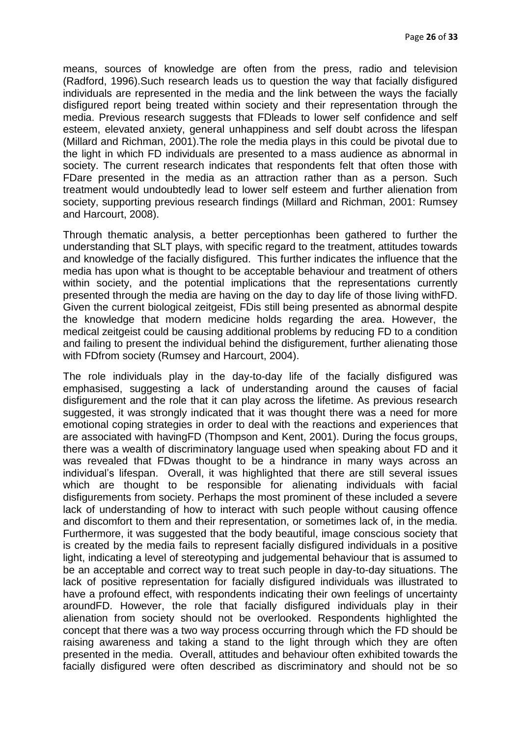means, sources of knowledge are often from the press, radio and television (Radford, 1996).Such research leads us to question the way that facially disfigured individuals are represented in the media and the link between the ways the facially disfigured report being treated within society and their representation through the media. Previous research suggests that FDleads to lower self confidence and self esteem, elevated anxiety, general unhappiness and self doubt across the lifespan (Millard and Richman, 2001).The role the media plays in this could be pivotal due to the light in which FD individuals are presented to a mass audience as abnormal in society. The current research indicates that respondents felt that often those with FDare presented in the media as an attraction rather than as a person. Such treatment would undoubtedly lead to lower self esteem and further alienation from society, supporting previous research findings (Millard and Richman, 2001: Rumsey and Harcourt, 2008).

Through thematic analysis, a better perceptionhas been gathered to further the understanding that SLT plays, with specific regard to the treatment, attitudes towards and knowledge of the facially disfigured. This further indicates the influence that the media has upon what is thought to be acceptable behaviour and treatment of others within society, and the potential implications that the representations currently presented through the media are having on the day to day life of those living withFD. Given the current biological zeitgeist, FDis still being presented as abnormal despite the knowledge that modern medicine holds regarding the area. However, the medical zeitgeist could be causing additional problems by reducing FD to a condition and failing to present the individual behind the disfigurement, further alienating those with FDfrom society (Rumsey and Harcourt, 2004).

The role individuals play in the day-to-day life of the facially disfigured was emphasised, suggesting a lack of understanding around the causes of facial disfigurement and the role that it can play across the lifetime. As previous research suggested, it was strongly indicated that it was thought there was a need for more emotional coping strategies in order to deal with the reactions and experiences that are associated with havingFD (Thompson and Kent, 2001). During the focus groups, there was a wealth of discriminatory language used when speaking about FD and it was revealed that FDwas thought to be a hindrance in many ways across an individual's lifespan. Overall, it was highlighted that there are still several issues which are thought to be responsible for alienating individuals with facial disfigurements from society. Perhaps the most prominent of these included a severe lack of understanding of how to interact with such people without causing offence and discomfort to them and their representation, or sometimes lack of, in the media. Furthermore, it was suggested that the body beautiful, image conscious society that is created by the media fails to represent facially disfigured individuals in a positive light, indicating a level of stereotyping and judgemental behaviour that is assumed to be an acceptable and correct way to treat such people in day-to-day situations. The lack of positive representation for facially disfigured individuals was illustrated to have a profound effect, with respondents indicating their own feelings of uncertainty aroundFD. However, the role that facially disfigured individuals play in their alienation from society should not be overlooked. Respondents highlighted the concept that there was a two way process occurring through which the FD should be raising awareness and taking a stand to the light through which they are often presented in the media. Overall, attitudes and behaviour often exhibited towards the facially disfigured were often described as discriminatory and should not be so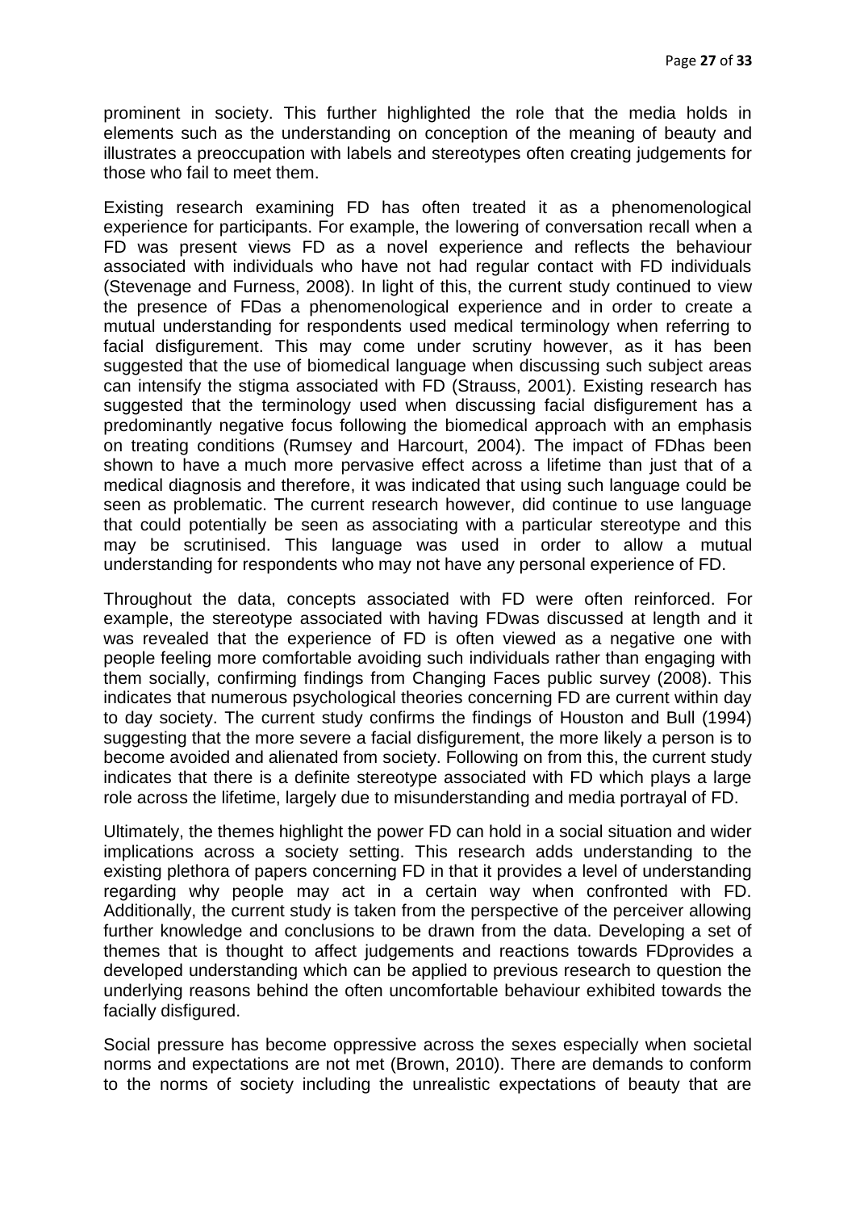prominent in society. This further highlighted the role that the media holds in elements such as the understanding on conception of the meaning of beauty and illustrates a preoccupation with labels and stereotypes often creating judgements for those who fail to meet them.

Existing research examining FD has often treated it as a phenomenological experience for participants. For example, the lowering of conversation recall when a FD was present views FD as a novel experience and reflects the behaviour associated with individuals who have not had regular contact with FD individuals (Stevenage and Furness, 2008). In light of this, the current study continued to view the presence of FDas a phenomenological experience and in order to create a mutual understanding for respondents used medical terminology when referring to facial disfigurement. This may come under scrutiny however, as it has been suggested that the use of biomedical language when discussing such subject areas can intensify the stigma associated with FD (Strauss, 2001). Existing research has suggested that the terminology used when discussing facial disfigurement has a predominantly negative focus following the biomedical approach with an emphasis on treating conditions (Rumsey and Harcourt, 2004). The impact of FDhas been shown to have a much more pervasive effect across a lifetime than just that of a medical diagnosis and therefore, it was indicated that using such language could be seen as problematic. The current research however, did continue to use language that could potentially be seen as associating with a particular stereotype and this may be scrutinised. This language was used in order to allow a mutual understanding for respondents who may not have any personal experience of FD.

Throughout the data, concepts associated with FD were often reinforced. For example, the stereotype associated with having FDwas discussed at length and it was revealed that the experience of FD is often viewed as a negative one with people feeling more comfortable avoiding such individuals rather than engaging with them socially, confirming findings from Changing Faces public survey (2008). This indicates that numerous psychological theories concerning FD are current within day to day society. The current study confirms the findings of Houston and Bull (1994) suggesting that the more severe a facial disfigurement, the more likely a person is to become avoided and alienated from society. Following on from this, the current study indicates that there is a definite stereotype associated with FD which plays a large role across the lifetime, largely due to misunderstanding and media portrayal of FD.

Ultimately, the themes highlight the power FD can hold in a social situation and wider implications across a society setting. This research adds understanding to the existing plethora of papers concerning FD in that it provides a level of understanding regarding why people may act in a certain way when confronted with FD. Additionally, the current study is taken from the perspective of the perceiver allowing further knowledge and conclusions to be drawn from the data. Developing a set of themes that is thought to affect judgements and reactions towards FDprovides a developed understanding which can be applied to previous research to question the underlying reasons behind the often uncomfortable behaviour exhibited towards the facially disfigured.

Social pressure has become oppressive across the sexes especially when societal norms and expectations are not met (Brown, 2010). There are demands to conform to the norms of society including the unrealistic expectations of beauty that are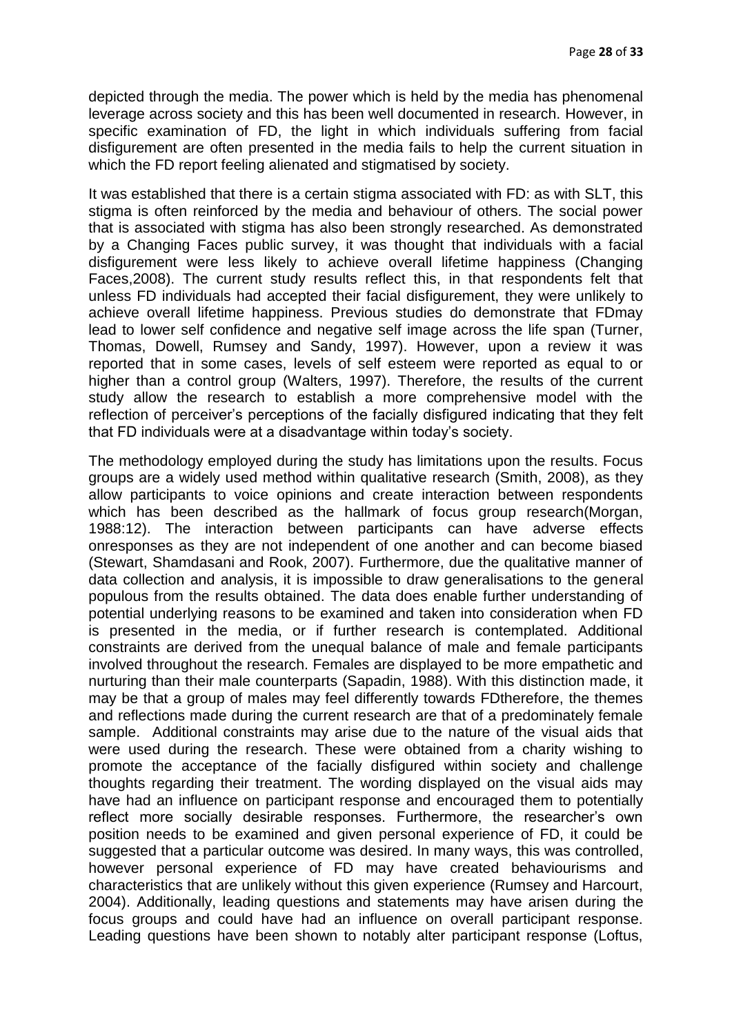depicted through the media. The power which is held by the media has phenomenal leverage across society and this has been well documented in research. However, in specific examination of FD, the light in which individuals suffering from facial disfigurement are often presented in the media fails to help the current situation in which the FD report feeling alienated and stigmatised by society.

It was established that there is a certain stigma associated with FD: as with SLT, this stigma is often reinforced by the media and behaviour of others. The social power that is associated with stigma has also been strongly researched. As demonstrated by a Changing Faces public survey, it was thought that individuals with a facial disfigurement were less likely to achieve overall lifetime happiness (Changing Faces,2008). The current study results reflect this, in that respondents felt that unless FD individuals had accepted their facial disfigurement, they were unlikely to achieve overall lifetime happiness. Previous studies do demonstrate that FDmay lead to lower self confidence and negative self image across the life span (Turner, Thomas, Dowell, Rumsey and Sandy, 1997). However, upon a review it was reported that in some cases, levels of self esteem were reported as equal to or higher than a control group (Walters, 1997). Therefore, the results of the current study allow the research to establish a more comprehensive model with the reflection of perceiver's perceptions of the facially disfigured indicating that they felt that FD individuals were at a disadvantage within today's society.

The methodology employed during the study has limitations upon the results. Focus groups are a widely used method within qualitative research (Smith, 2008), as they allow participants to voice opinions and create interaction between respondents which has been described as the hallmark of focus group research(Morgan, 1988:12). The interaction between participants can have adverse effects onresponses as they are not independent of one another and can become biased (Stewart, Shamdasani and Rook, 2007). Furthermore, due the qualitative manner of data collection and analysis, it is impossible to draw generalisations to the general populous from the results obtained. The data does enable further understanding of potential underlying reasons to be examined and taken into consideration when FD is presented in the media, or if further research is contemplated. Additional constraints are derived from the unequal balance of male and female participants involved throughout the research. Females are displayed to be more empathetic and nurturing than their male counterparts (Sapadin, 1988). With this distinction made, it may be that a group of males may feel differently towards FDtherefore, the themes and reflections made during the current research are that of a predominately female sample. Additional constraints may arise due to the nature of the visual aids that were used during the research. These were obtained from a charity wishing to promote the acceptance of the facially disfigured within society and challenge thoughts regarding their treatment. The wording displayed on the visual aids may have had an influence on participant response and encouraged them to potentially reflect more socially desirable responses. Furthermore, the researcher's own position needs to be examined and given personal experience of FD, it could be suggested that a particular outcome was desired. In many ways, this was controlled, however personal experience of FD may have created behaviourisms and characteristics that are unlikely without this given experience (Rumsey and Harcourt, 2004). Additionally, leading questions and statements may have arisen during the focus groups and could have had an influence on overall participant response. Leading questions have been shown to notably alter participant response (Loftus,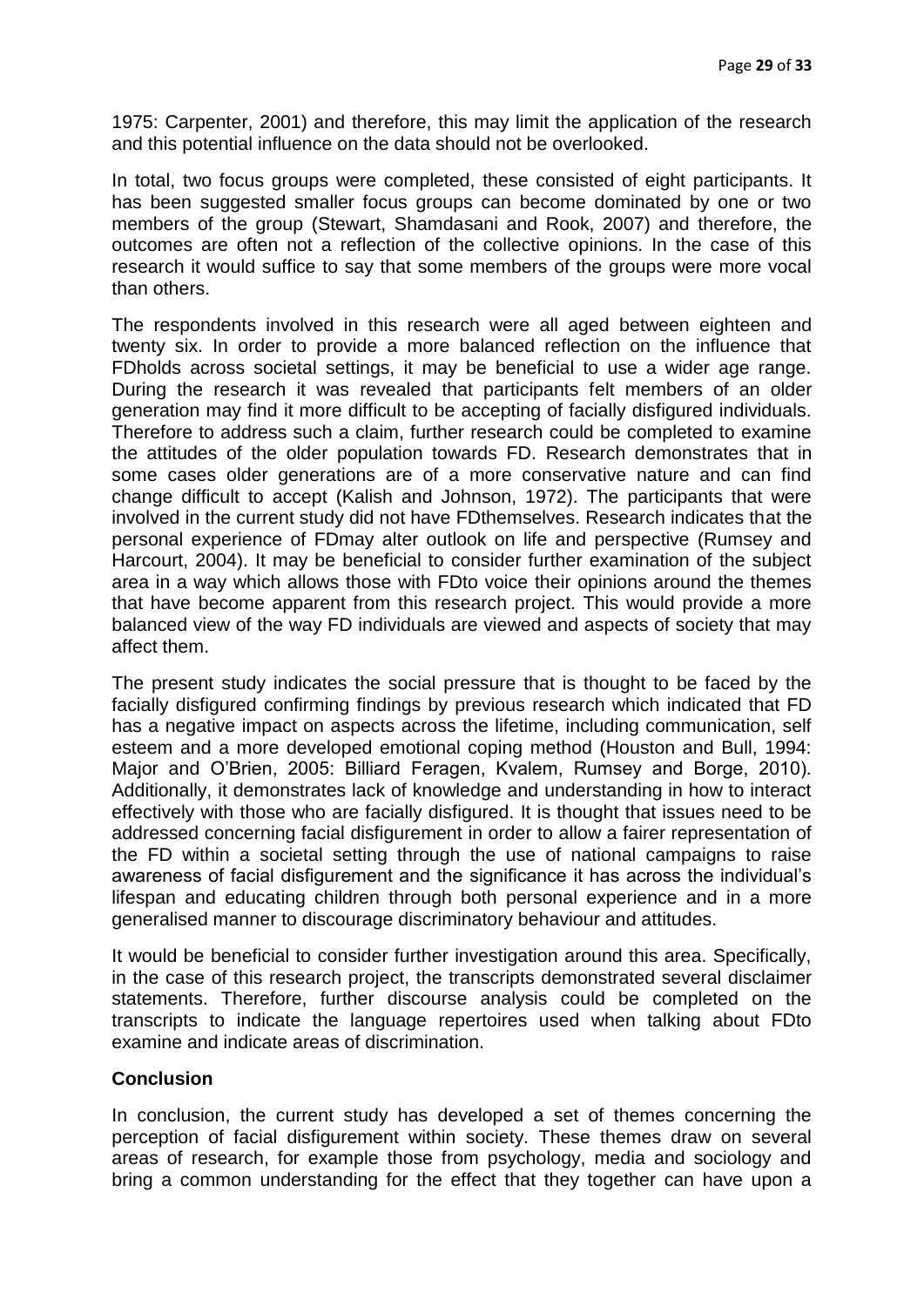1975: Carpenter, 2001) and therefore, this may limit the application of the research and this potential influence on the data should not be overlooked.

In total, two focus groups were completed, these consisted of eight participants. It has been suggested smaller focus groups can become dominated by one or two members of the group (Stewart, Shamdasani and Rook, 2007) and therefore, the outcomes are often not a reflection of the collective opinions. In the case of this research it would suffice to say that some members of the groups were more vocal than others.

The respondents involved in this research were all aged between eighteen and twenty six. In order to provide a more balanced reflection on the influence that FDholds across societal settings, it may be beneficial to use a wider age range. During the research it was revealed that participants felt members of an older generation may find it more difficult to be accepting of facially disfigured individuals. Therefore to address such a claim, further research could be completed to examine the attitudes of the older population towards FD. Research demonstrates that in some cases older generations are of a more conservative nature and can find change difficult to accept (Kalish and Johnson, 1972). The participants that were involved in the current study did not have FDthemselves. Research indicates that the personal experience of FDmay alter outlook on life and perspective (Rumsey and Harcourt, 2004). It may be beneficial to consider further examination of the subject area in a way which allows those with FDto voice their opinions around the themes that have become apparent from this research project. This would provide a more balanced view of the way FD individuals are viewed and aspects of society that may affect them.

The present study indicates the social pressure that is thought to be faced by the facially disfigured confirming findings by previous research which indicated that FD has a negative impact on aspects across the lifetime, including communication, self esteem and a more developed emotional coping method (Houston and Bull, 1994: Major and O'Brien, 2005: Billiard Feragen, Kvalem, Rumsey and Borge, 2010). Additionally, it demonstrates lack of knowledge and understanding in how to interact effectively with those who are facially disfigured. It is thought that issues need to be addressed concerning facial disfigurement in order to allow a fairer representation of the FD within a societal setting through the use of national campaigns to raise awareness of facial disfigurement and the significance it has across the individual's lifespan and educating children through both personal experience and in a more generalised manner to discourage discriminatory behaviour and attitudes.

It would be beneficial to consider further investigation around this area. Specifically, in the case of this research project, the transcripts demonstrated several disclaimer statements. Therefore, further discourse analysis could be completed on the transcripts to indicate the language repertoires used when talking about FDto examine and indicate areas of discrimination.

## Conclusion

In conclusion, the current study has developed a set of themes concerning the perception of facial disfigurement within society. These themes draw on several areas of research, for example those from psychology, media and sociology and bring a common understanding for the effect that they together can have upon a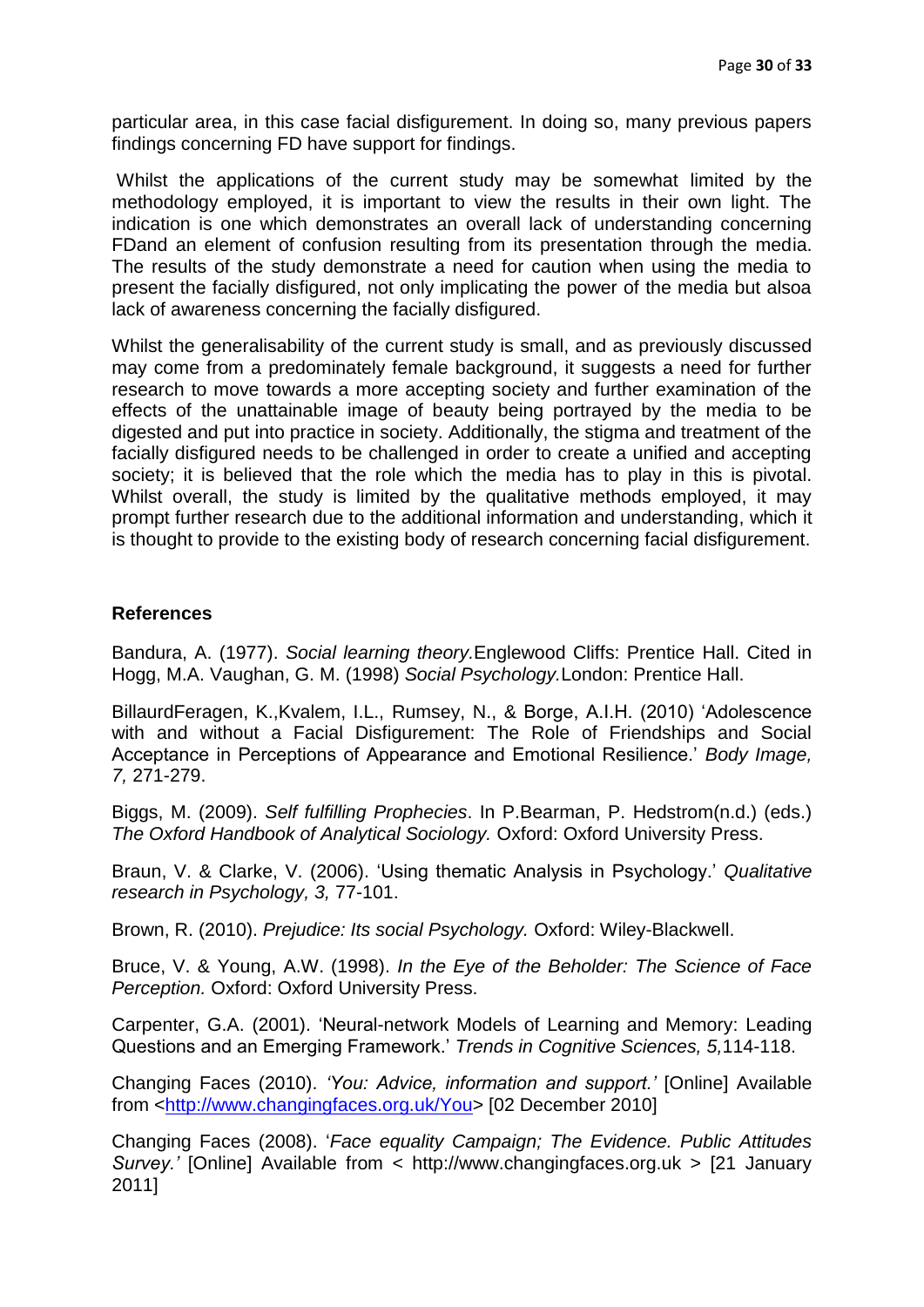particular area, in this case facial disfigurement. In doing so, many previous papers findings concerning FD have support for findings.

Whilst the applications of the current study may be somewhat limited by the methodology employed, it is important to view the results in their own light. The indication is one which demonstrates an overall lack of understanding concerning FDand an element of confusion resulting from its presentation through the media. The results of the study demonstrate a need for caution when using the media to present the facially disfigured, not only implicating the power of the media but alsoa lack of awareness concerning the facially disfigured.

Whilst the generalisability of the current study is small, and as previously discussed may come from a predominately female background, it suggests a need for further research to move towards a more accepting society and further examination of the effects of the unattainable image of beauty being portrayed by the media to be digested and put into practice in society. Additionally, the stigma and treatment of the facially disfigured needs to be challenged in order to create a unified and accepting society; it is believed that the role which the media has to play in this is pivotal. Whilst overall, the study is limited by the qualitative methods employed, it may prompt further research due to the additional information and understanding, which it is thought to provide to the existing body of research concerning facial disfigurement.

**References**

Bandura, A. (1977). *Social learning theory.*Englewood Cliffs: Prentice Hall. Cited in Hogg, M.A. Vaughan, G. M. (1998) *Social Psychology.*London: Prentice Hall.

BillaurdFeragen, K.,Kvalem, I.L., Rumsey, N., & Borge, A.I.H. (2010) 'Adolescence with and without a Facial Disfigurement: The Role of Friendships and Social Acceptance in Perceptions of Appearance and Emotional Resilience.' *Body Image, 7,* 271-279.

Biggs, M. (2009). *Self fulfilling Prophecies*. In P.Bearman, P. Hedstrom(n.d.) (eds.) *The Oxford Handbook of Analytical Sociology.* Oxford: Oxford University Press.

Braun, V. & Clarke, V. (2006). 'Using thematic Analysis in Psychology.' *Qualitative research in Psychology, 3,* 77-101.

Brown, R. (2010). *Prejudice: Its social Psychology.* Oxford: Wiley-Blackwell.

Bruce, V. & Young, A.W. (1998). *In the Eye of the Beholder: The Science of Face Perception.* Oxford: Oxford University Press.

Carpenter, G.A. (2001). 'Neural-network Models of Learning and Memory: Leading Questions and an Emerging Framework.' *Trends in Cognitive Sciences, 5,*114-118.

Changing Faces (2010). *'You: Advice, information and support.'* [Online] Available from <http://www.changingfaces.org.uk/You> [02 December 2010]

Changing Faces (2008). '*Face equality Campaign; The Evidence. Public Attitudes Survey.'* [Online] Available from < http://www.changingfaces.org.uk > [21 January 2011]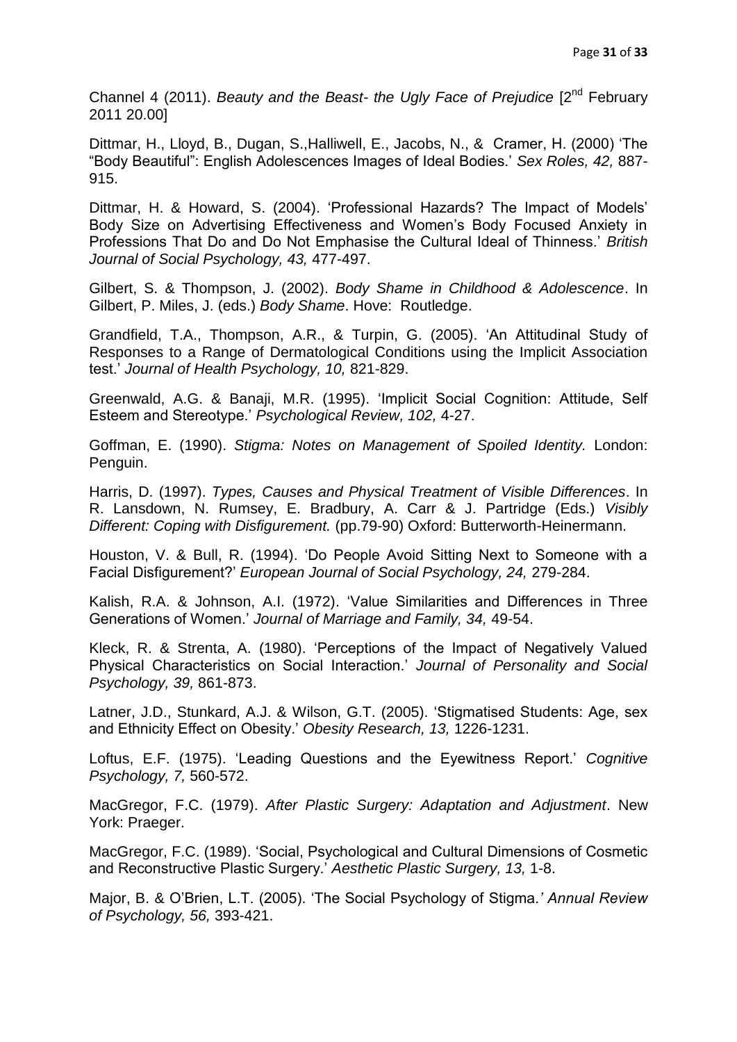Channel 4 (2011). *Beauty and the Beast- the Ugly Face of Prejudice* [2nd February 2011 20.00]

Dittmar, H., Lloyd, B., Dugan, S.,Halliwell, E., Jacobs, N., & Cramer, H. (2000) 'The "Body Beautiful": English Adolescences Images of Ideal Bodies.' *Sex Roles, 42,* 887-915.

Dittmar, H. & Howard, S. (2004). 'Professional Hazards? The Impact of Models' Body Size on Advertising Effectiveness and Women's Body Focused Anxiety in Professions That Do and Do Not Emphasise the Cultural Ideal of Thinness.' *British Journal of Social Psychology, 43,* 477-497.

Gilbert, S. & Thompson, J. (2002). *Body Shame in Childhood & Adolescence*. In Gilbert, P. Miles, J. (eds.) *Body Shame*. Hove: Routledge.

Grandfield, T.A., Thompson, A.R., & Turpin, G. (2005). 'An Attitudinal Study of Responses to a Range of Dermatological Conditions using the Implicit Association test.' *Journal of Health Psychology, 10,* 821-829.

Greenwald, A.G. & Banaji, M.R. (1995). 'Implicit Social Cognition: Attitude, Self Esteem and Stereotype.' *Psychological Review, 102,* 4-27.

Goffman, E. (1990). *Stigma: Notes on Management of Spoiled Identity.* London: Penguin.

Harris, D. (1997). *Types, Causes and Physical Treatment of Visible Differences*. In R. Lansdown, N. Rumsey, E. Bradbury, A. Carr & J. Partridge (Eds.) *Visibly Different: Coping with Disfigurement.* (pp.79-90) Oxford: Butterworth-Heinermann.

Houston, V. & Bull, R. (1994). 'Do People Avoid Sitting Next to Someone with a Facial Disfigurement?' *European Journal of Social Psychology, 24,* 279-284.

Kalish, R.A. & Johnson, A.I. (1972). 'Value Similarities and Differences in Three Generations of Women.' *Journal of Marriage and Family, 34,* 49-54.

Kleck, R. & Strenta, A. (1980). 'Perceptions of the Impact of Negatively Valued Physical Characteristics on Social Interaction.' *Journal of Personality and Social Psychology, 39,* 861-873.

Latner, J.D., Stunkard, A.J. & Wilson, G.T. (2005). 'Stigmatised Students: Age, sex and Ethnicity Effect on Obesity.' *Obesity Research, 13,* 1226-1231.

Loftus, E.F. (1975). 'Leading Questions and the Eyewitness Report.' *Cognitive Psychology, 7,* 560-572.

MacGregor, F.C. (1979). *After Plastic Surgery: Adaptation and Adjustment*. New York: Praeger.

MacGregor, F.C. (1989). 'Social, Psychological and Cultural Dimensions of Cosmetic and Reconstructive Plastic Surgery.' *Aesthetic Plastic Surgery, 13,* 1-8.

Major, B. & O'Brien, L.T. (2005). 'The Social Psychology of Stigma.' *Annual Review of Psychology, 56,* 393-421.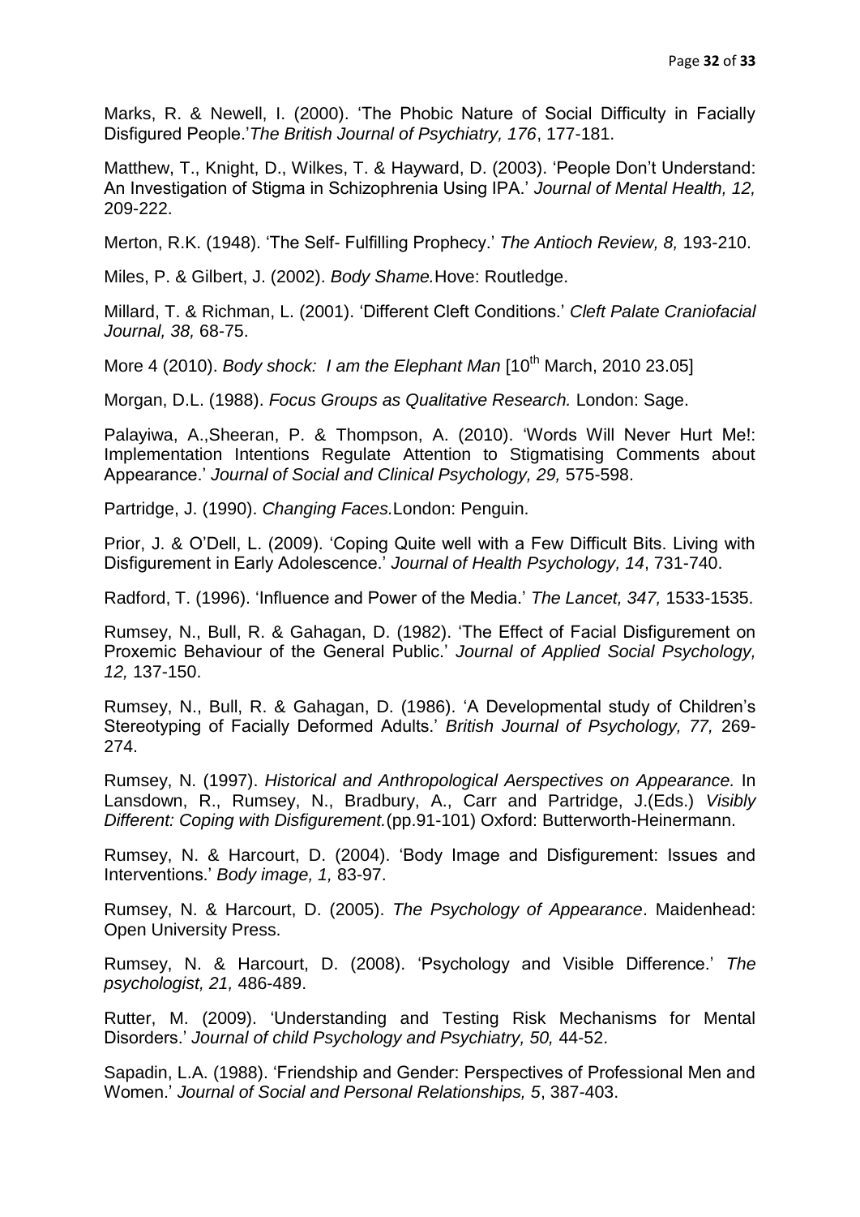Marks, R. & Newell, I. (2000). 'The Phobic Nature of Social Difficulty in Facially Disfigured People.'*The British Journal of Psychiatry, 176*, 177-181.

Matthew, T., Knight, D., Wilkes, T. & Hayward, D. (2003). 'People Don't Understand: An Investigation of Stigma in Schizophrenia Using IPA.' *Journal of Mental Health, 12,* 209-222.

Merton, R.K. (1948). 'The Self- Fulfilling Prophecy.' *The Antioch Review, 8,* 193-210.

Miles, P. & Gilbert, J. (2002). *Body Shame.*Hove: Routledge.

Millard, T. & Richman, L. (2001). 'Different Cleft Conditions.' *Cleft Palate Craniofacial Journal, 38,* 68-75.

More 4 (2010). *Body shock: I am the Elephant Man* [10th March, 2010 23.05]

Morgan, D.L. (1988). *Focus Groups as Qualitative Research.* London: Sage.

Palayiwa, A.,Sheeran, P. & Thompson, A. (2010). 'Words Will Never Hurt Me!: Implementation Intentions Regulate Attention to Stigmatising Comments about Appearance.' *Journal of Social and Clinical Psychology, 29,* 575-598.

Partridge, J. (1990). *Changing Faces.*London: Penguin.

Prior, J. & O'Dell, L. (2009). 'Coping Quite well with a Few Difficult Bits. Living with Disfigurement in Early Adolescence.' *Journal of Health Psychology, 14*, 731-740.

Radford, T. (1996). 'Influence and Power of the Media.' *The Lancet, 347,* 1533-1535.

Rumsey, N., Bull, R. & Gahagan, D. (1982). 'The Effect of Facial Disfigurement on Proxemic Behaviour of the General Public.' *Journal of Applied Social Psychology, 12,* 137-150.

Rumsey, N., Bull, R. & Gahagan, D. (1986). 'A Developmental study of Children's Stereotyping of Facially Deformed Adults.' *British Journal of Psychology, 77,* 269-274.

Rumsey, N. (1997). *Historical and Anthropological Aerspectives on Appearance.* In Lansdown, R., Rumsey, N., Bradbury, A., Carr and Partridge, J.(Eds.) *Visibly Different: Coping with Disfigurement.*(pp.91-101) Oxford: Butterworth-Heinermann.

Rumsey, N. & Harcourt, D. (2004). 'Body Image and Disfigurement: Issues and Interventions.' *Body image, 1,* 83-97.

Rumsey, N. & Harcourt, D. (2005). *The Psychology of Appearance*. Maidenhead: Open University Press.

Rumsey, N. & Harcourt, D. (2008). 'Psychology and Visible Difference.' *The psychologist, 21,* 486-489.

Rutter, M. (2009). 'Understanding and Testing Risk Mechanisms for Mental Disorders.' *Journal of child Psychology and Psychiatry, 50,* 44-52.

Sapadin, L.A. (1988). 'Friendship and Gender: Perspectives of Professional Men and Women.' *Journal of Social and Personal Relationships, 5*, 387-403.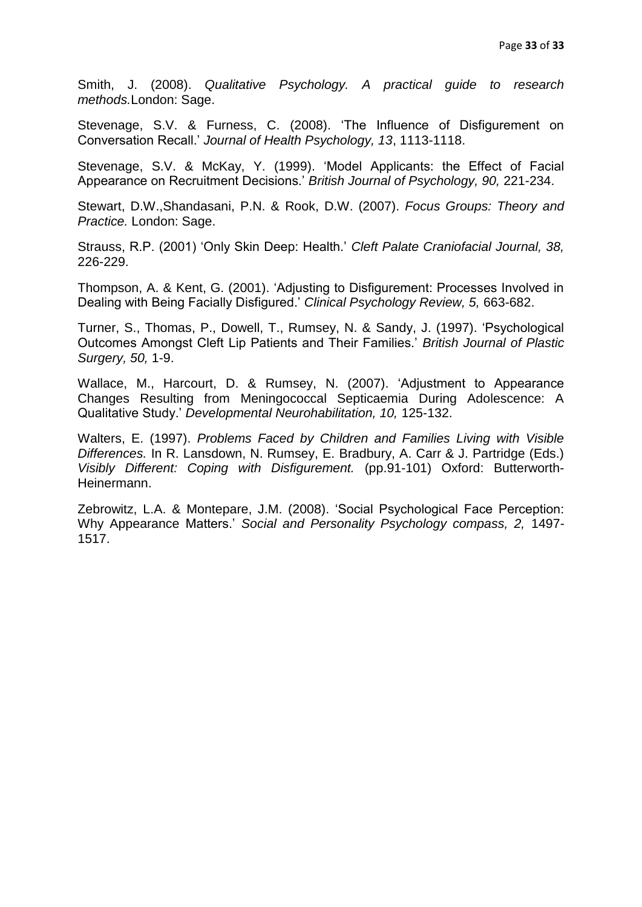Smith, J. (2008). *Qualitative Psychology. A practical guide to research methods.*London: Sage.

Stevenage, S.V. & Furness, C. (2008). 'The Influence of Disfigurement on Conversation Recall.' *Journal of Health Psychology, 13*, 1113-1118.

Stevenage, S.V. & McKay, Y. (1999). 'Model Applicants: the Effect of Facial Appearance on Recruitment Decisions.' *British Journal of Psychology, 90,* 221-234.

Stewart, D.W.,Shandasani, P.N. & Rook, D.W. (2007). *Focus Groups: Theory and Practice.* London: Sage.

Strauss, R.P. (2001) 'Only Skin Deep: Health.' *Cleft Palate Craniofacial Journal, 38,* 226-229.

Thompson, A. & Kent, G. (2001). 'Adjusting to Disfigurement: Processes Involved in Dealing with Being Facially Disfigured.' *Clinical Psychology Review, 5,* 663-682.

Turner, S., Thomas, P., Dowell, T., Rumsey, N. & Sandy, J. (1997). 'Psychological Outcomes Amongst Cleft Lip Patients and Their Families.' *British Journal of Plastic Surgery, 50,* 1-9.

Wallace, M., Harcourt, D. & Rumsey, N. (2007). 'Adjustment to Appearance Changes Resulting from Meningococcal Septicaemia During Adolescence: A Qualitative Study.' *Developmental Neurohabilitation, 10,* 125-132.

Walters, E. (1997). *Problems Faced by Children and Families Living with Visible Differences.* In R. Lansdown, N. Rumsey, E. Bradbury, A. Carr & J. Partridge (Eds.) *Visibly Different: Coping with Disfigurement.* (pp.91-101) Oxford: Butterworth-Heinermann.

Zebrowitz, L.A. & Montepare, J.M. (2008). 'Social Psychological Face Perception: Why Appearance Matters.' *Social and Personality Psychology compass, 2,* 1497-1517.